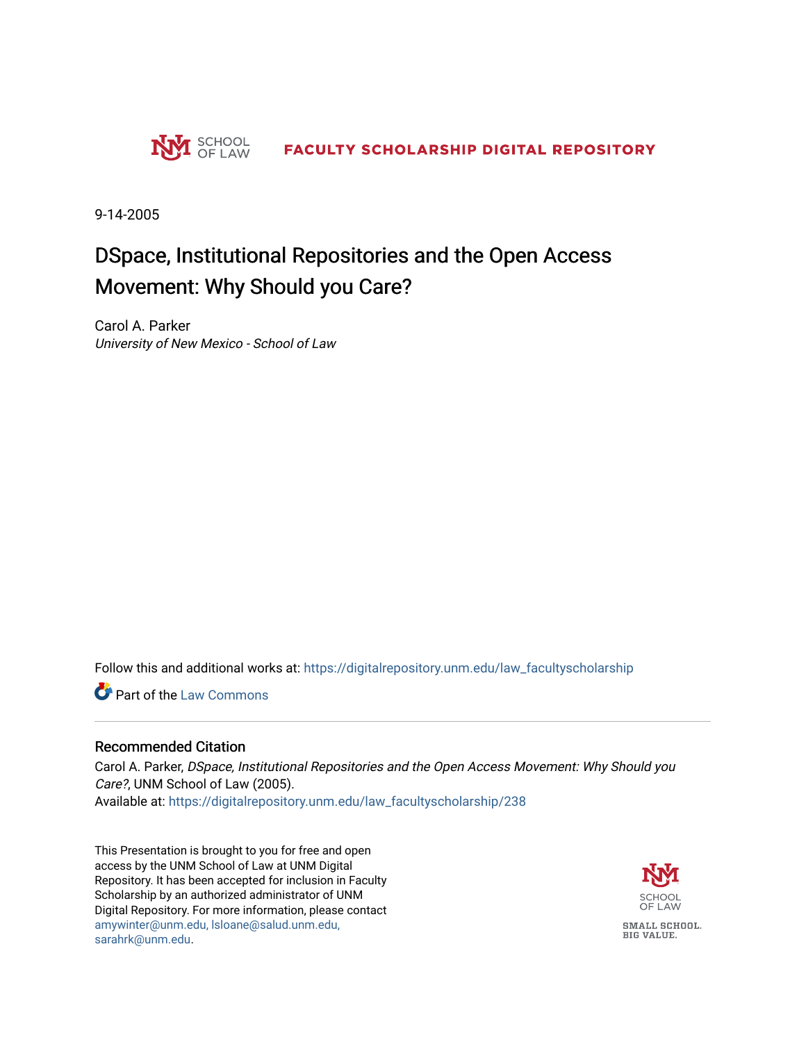UNM SCHOOL OF LAW **FACULTY SCHOLARSHIP DIGITAL REPOSITORY**

9-14-2005

# DSpace, Institutional Repositories and the Open Access Movement: Why Should you Care?

Carol A. Parker
*University of New Mexico - School of Law*

Follow this and additional works at: https://digitalrepository.unm.edu/law_facultyscholarship

Part of the Law Commons

## Recommended Citation

Carol A. Parker, *DSpace, Institutional Repositories and the Open Access Movement: Why Should you Care?*, UNM School of Law (2005).
Available at: https://digitalrepository.unm.edu/law_facultyscholarship/238

This Presentation is brought to you for free and open access by the UNM School of Law at UNM Digital Repository. It has been accepted for inclusion in Faculty Scholarship by an authorized administrator of UNM Digital Repository. For more information, please contact amywinter@unm.edu, lsloane@salud.unm.edu, sarahrk@unm.edu.

UNM SCHOOL OF LAW
SMALL SCHOOL. BIG VALUE.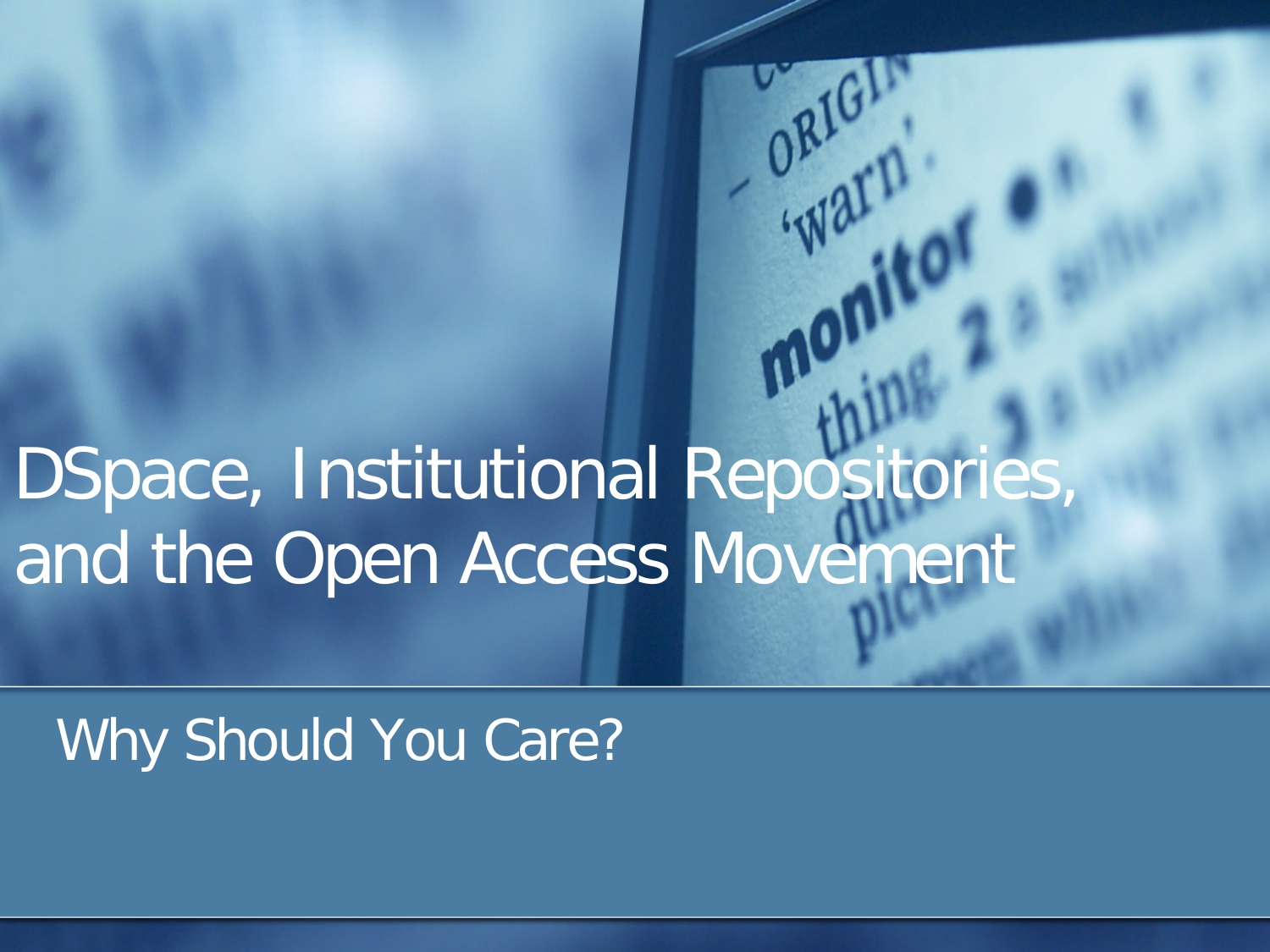# DSpace, Institutional Repositories, and the Open Access Movement

## Why Should You Care?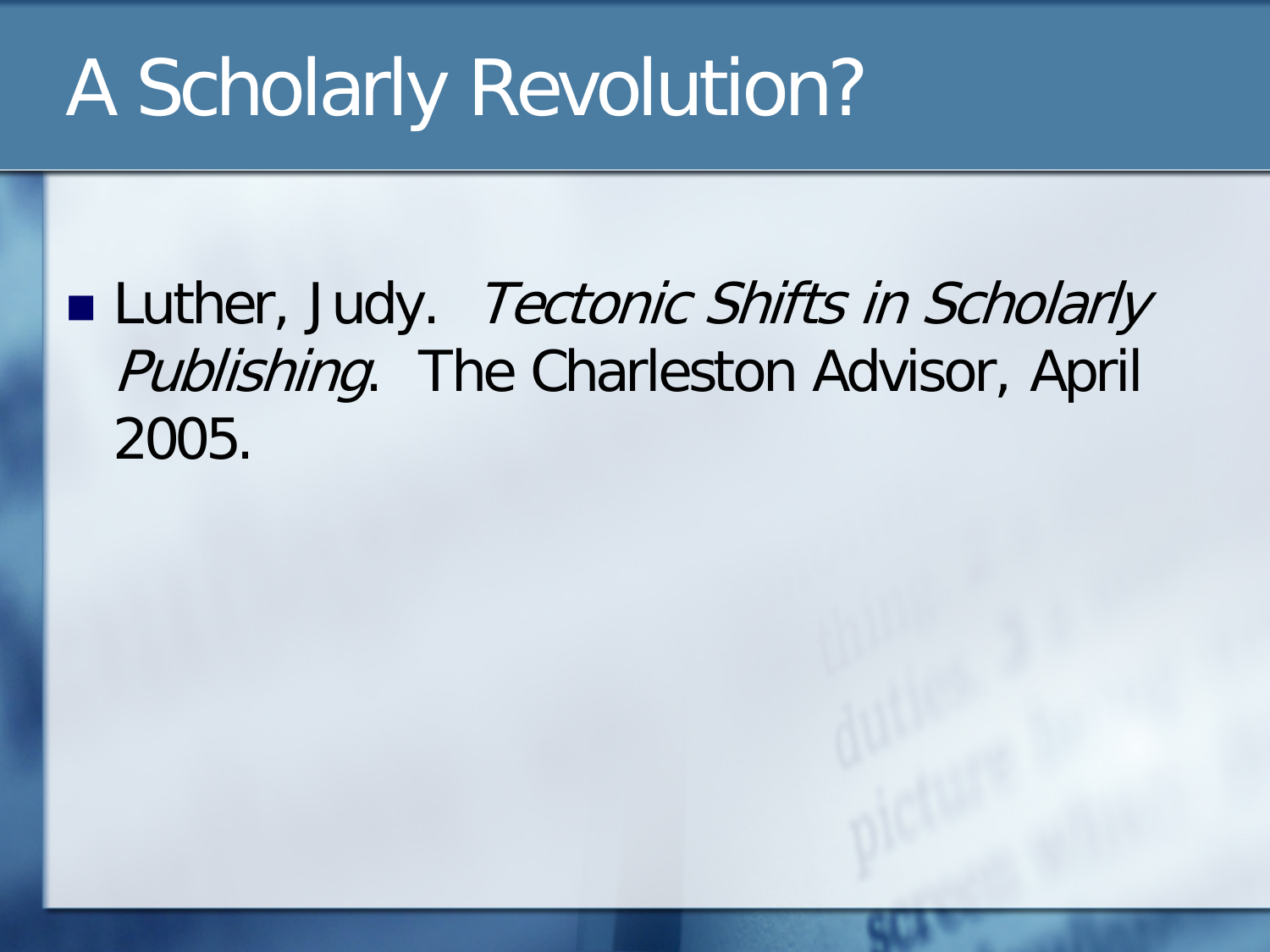# A Scholarly Revolution?

- Luther, Judy. *Tectonic Shifts in Scholarly Publishing*. The Charleston Advisor, April 2005.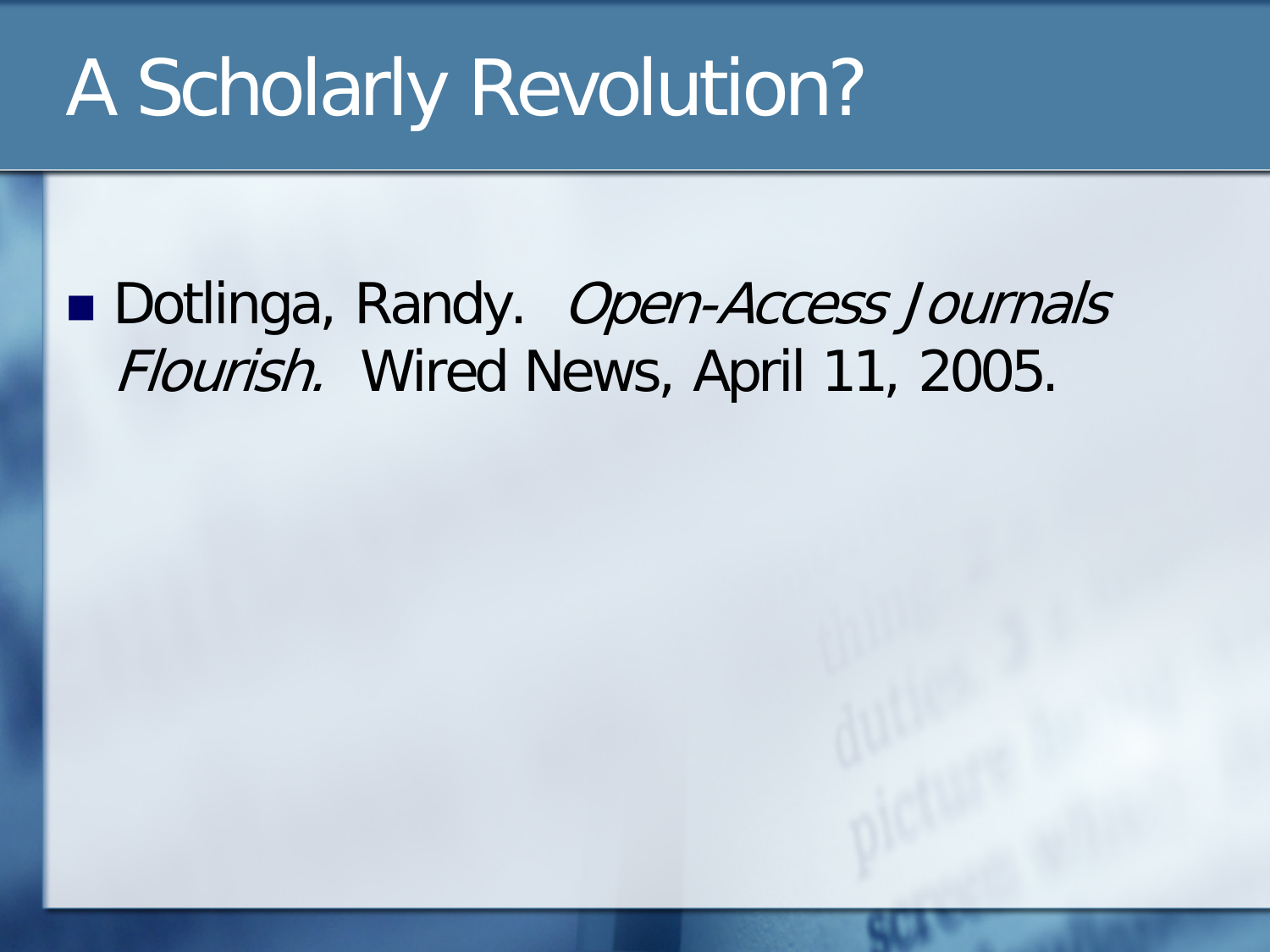# A Scholarly Revolution?

- Dotlinga, Randy. *Open-Access Journals Flourish.* Wired News, April 11, 2005.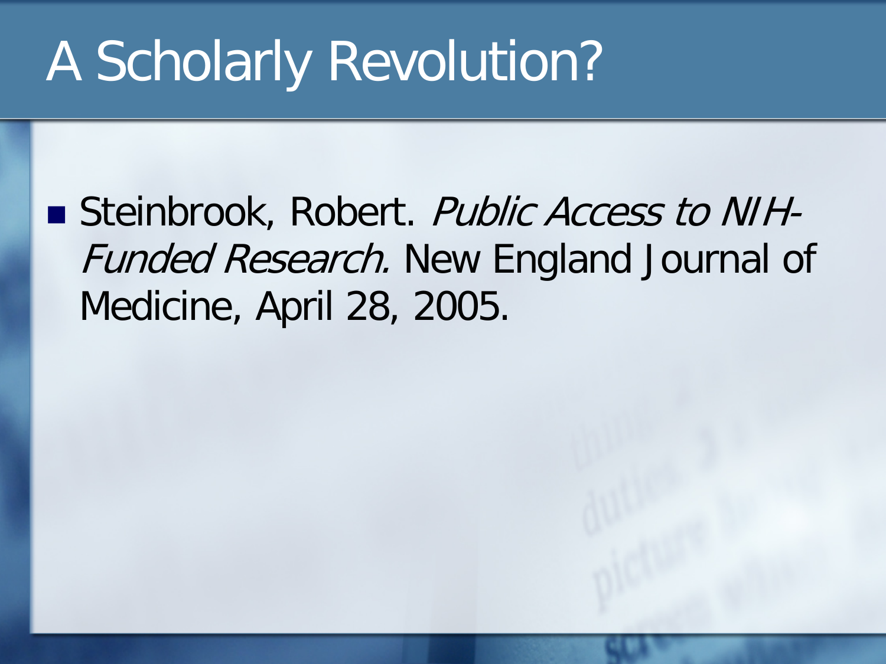# A Scholarly Revolution?

- Steinbrook, Robert. *Public Access to NIH-Funded Research.* New England Journal of Medicine, April 28, 2005.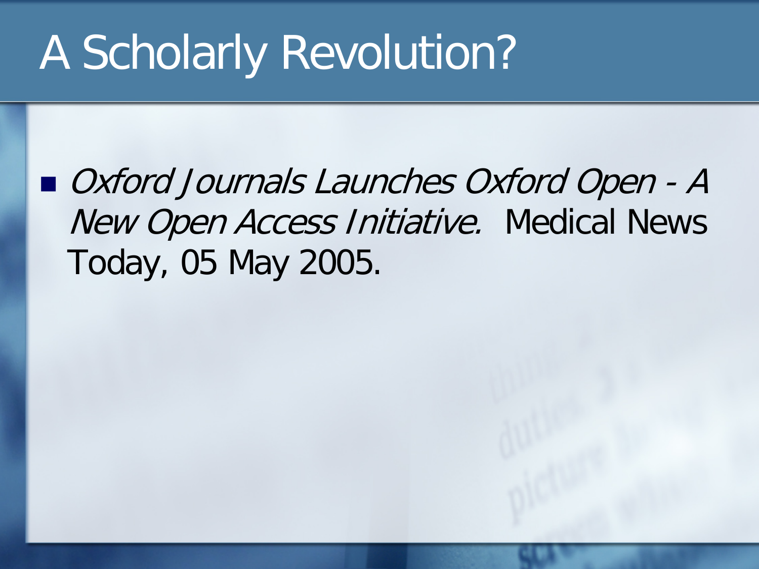# A Scholarly Revolution?

- *Oxford Journals Launches Oxford Open - A New Open Access Initiative.* Medical News Today, 05 May 2005.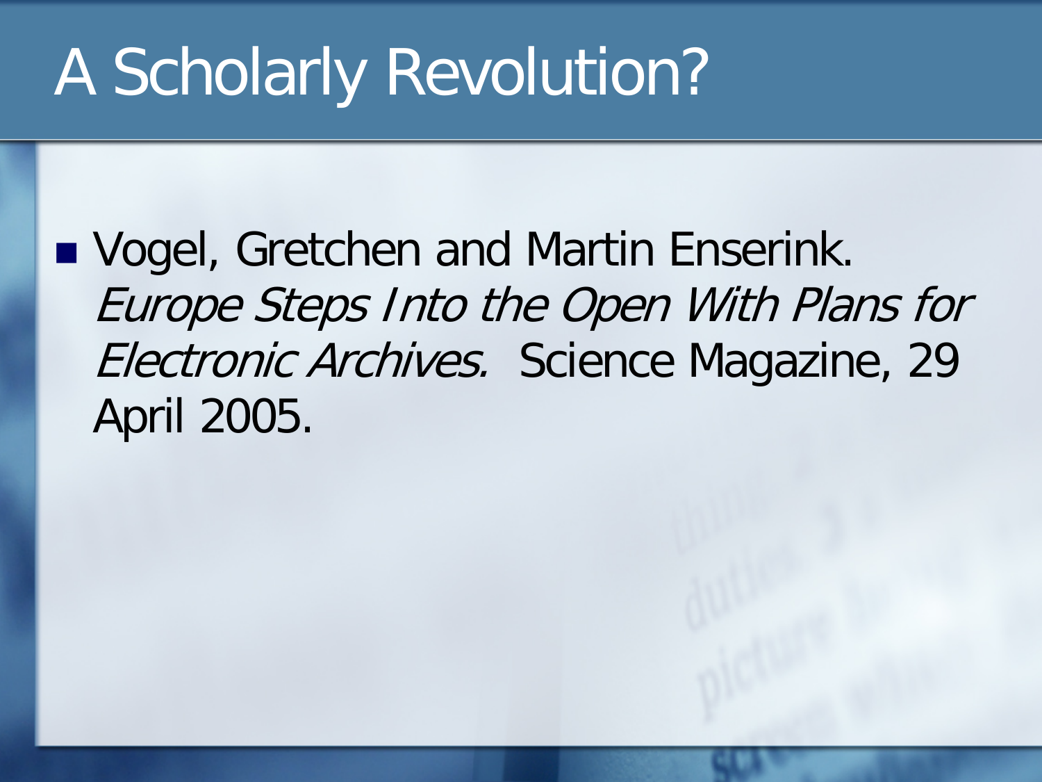# A Scholarly Revolution?

- Vogel, Gretchen and Martin Enserink. *Europe Steps Into the Open With Plans for Electronic Archives.* Science Magazine, 29 April 2005.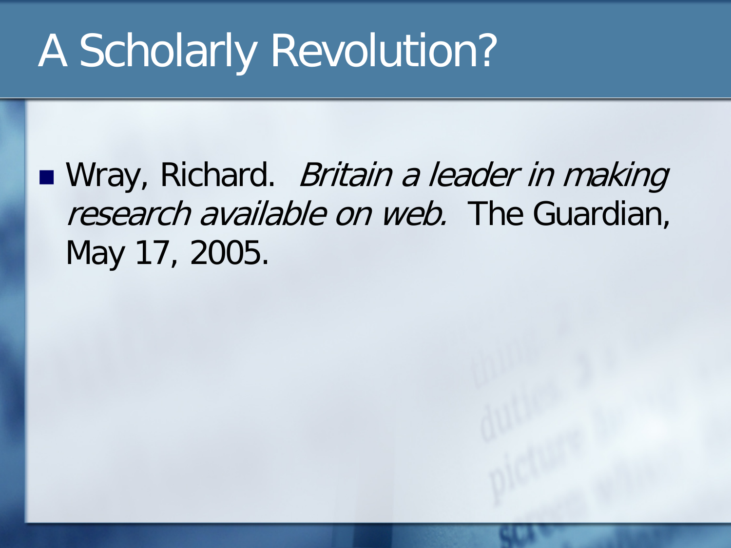# A Scholarly Revolution?

- Wray, Richard. *Britain a leader in making research available on web.* The Guardian, May 17, 2005.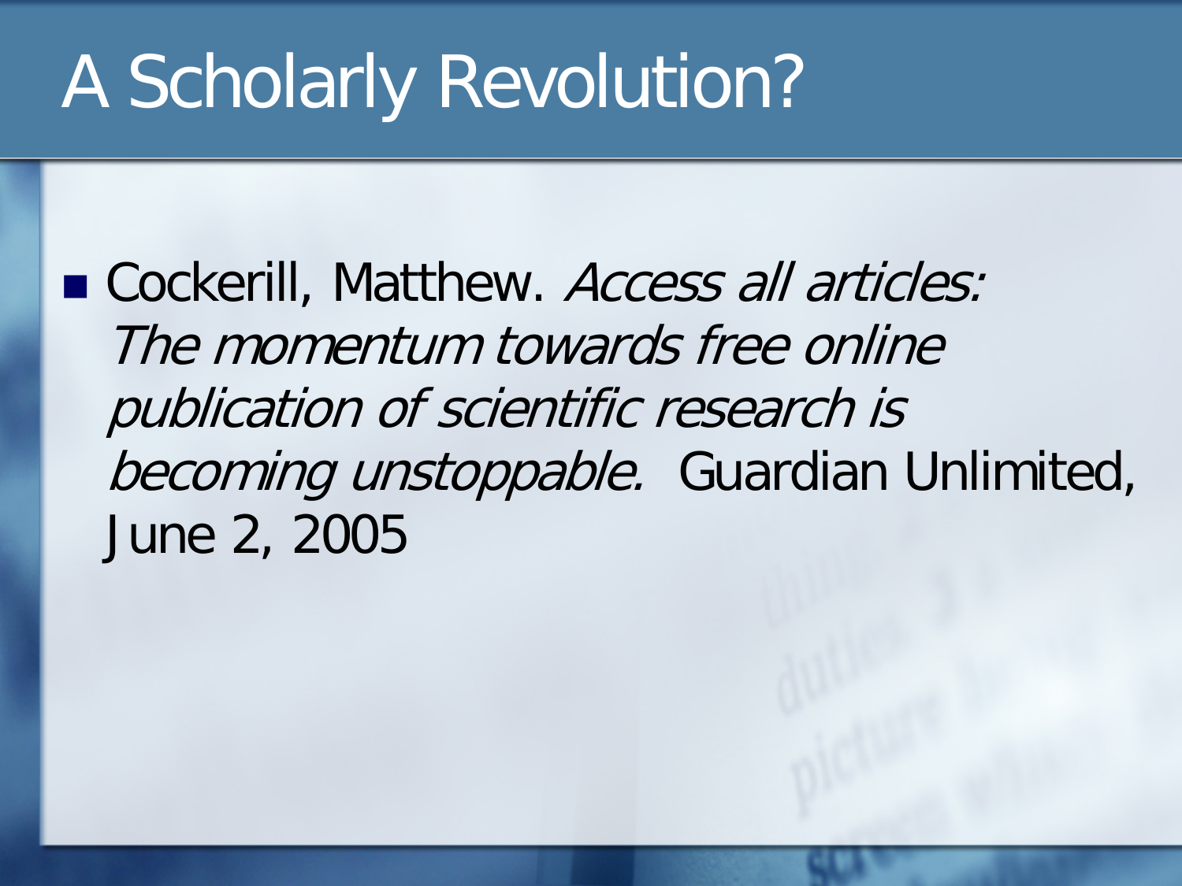# A Scholarly Revolution?

- Cockerill, Matthew. *Access all articles: The momentum towards free online publication of scientific research is becoming unstoppable.* Guardian Unlimited, June 2, 2005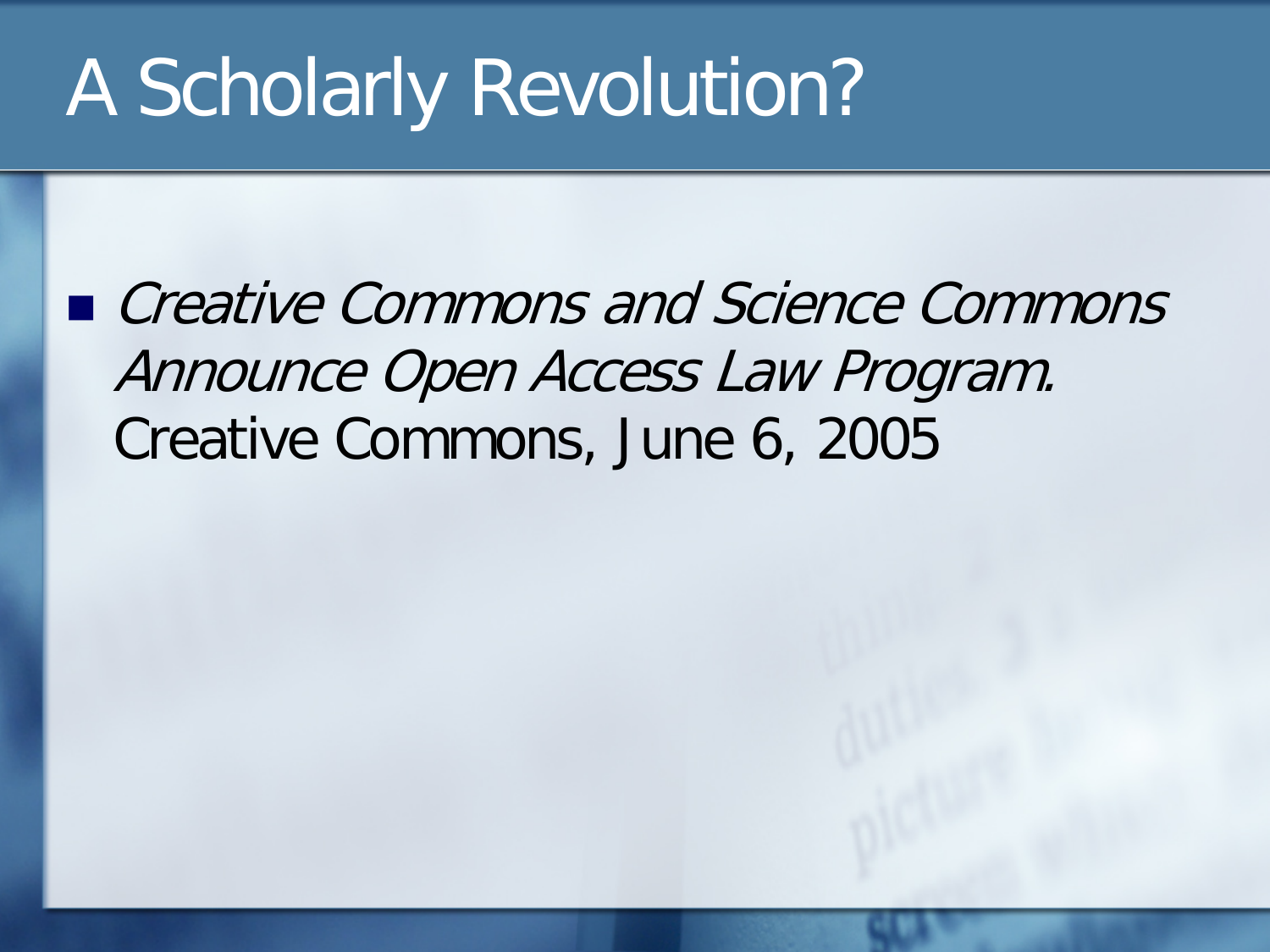# A Scholarly Revolution?

- *Creative Commons and Science Commons Announce Open Access Law Program.* Creative Commons, June 6, 2005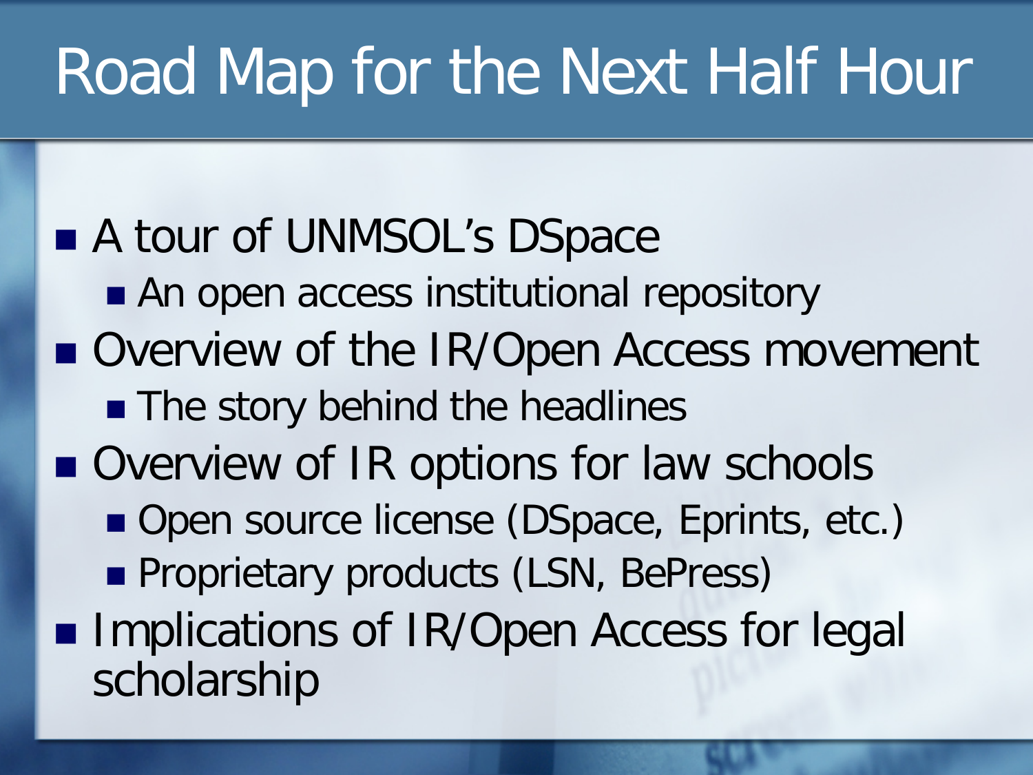# Road Map for the Next Half Hour

- A tour of UNMSOL's DSpace
  - An open access institutional repository
- Overview of the IR/Open Access movement
  - The story behind the headlines
- Overview of IR options for law schools
  - Open source license (DSpace, Eprints, etc.)
  - Proprietary products (LSN, BePress)
- Implications of IR/Open Access for legal scholarship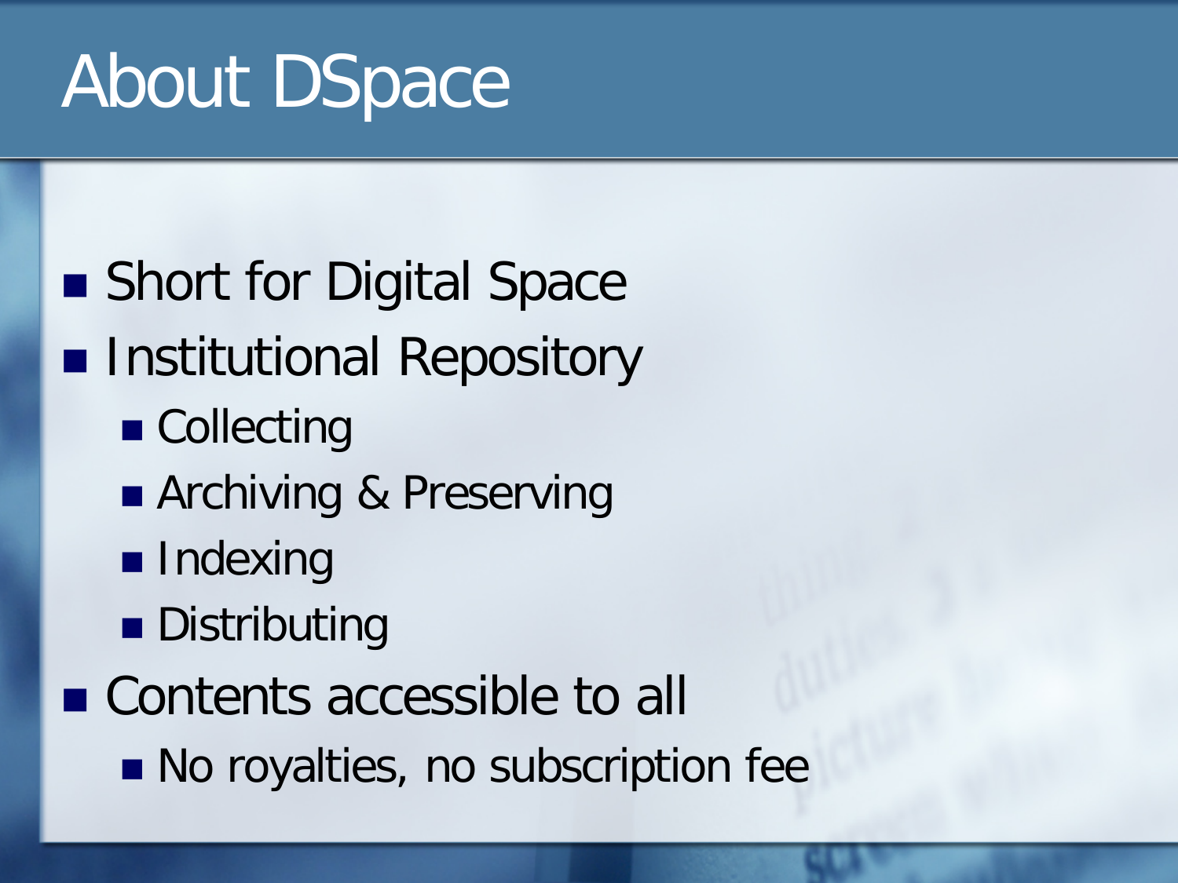# About DSpace

- Short for Digital Space
- Institutional Repository
  - Collecting
  - Archiving & Preserving
  - Indexing
  - Distributing
- Contents accessible to all
  - No royalties, no subscription fee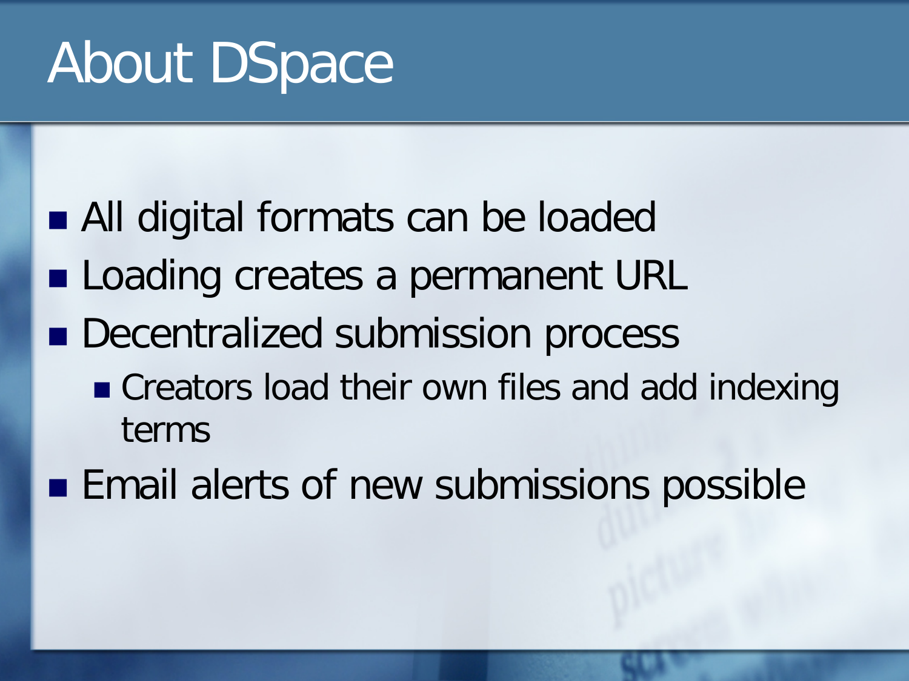# About DSpace

- All digital formats can be loaded
- Loading creates a permanent URL
- Decentralized submission process
  - Creators load their own files and add indexing terms
- Email alerts of new submissions possible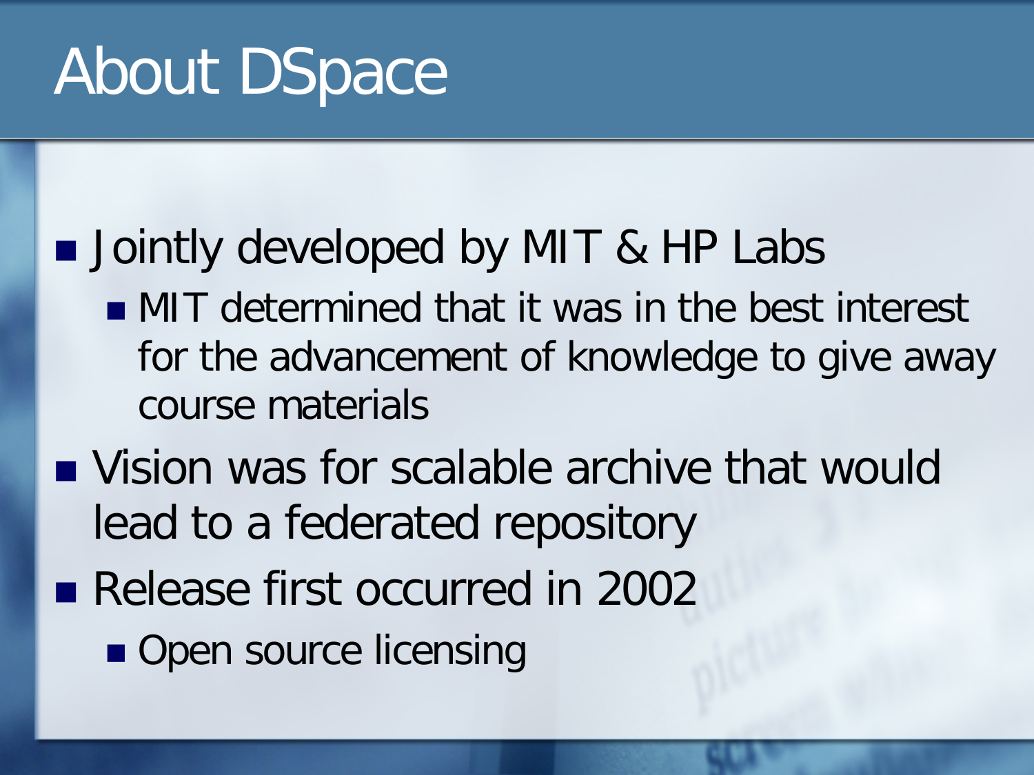# About DSpace

- Jointly developed by MIT & HP Labs
  - MIT determined that it was in the best interest for the advancement of knowledge to give away course materials
- Vision was for scalable archive that would lead to a federated repository
- Release first occurred in 2002
  - Open source licensing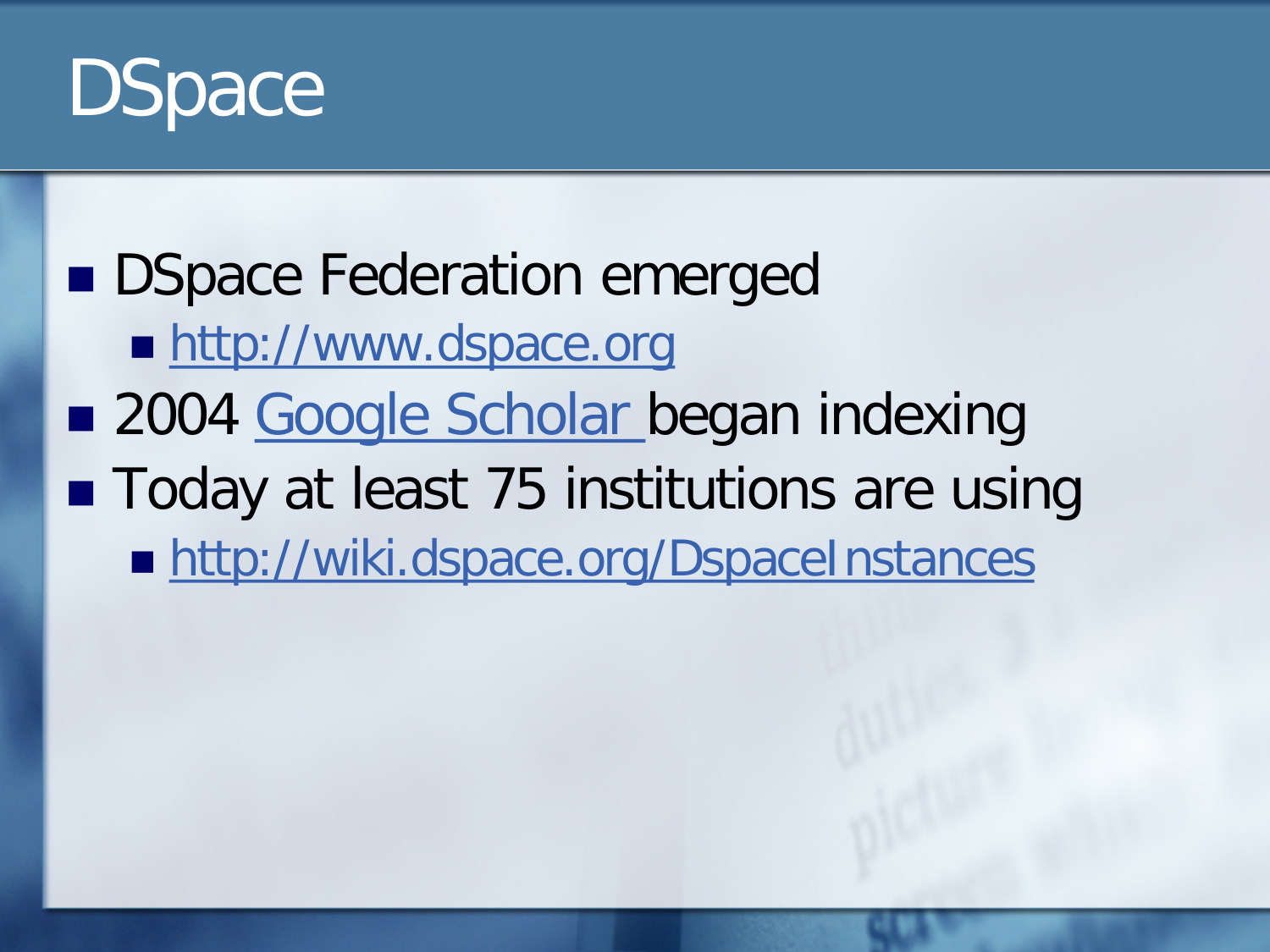# DSpace

- DSpace Federation emerged
  - http://www.dspace.org
- 2004 Google Scholar began indexing
- Today at least 75 institutions are using
  - http://wiki.dspace.org/DspaceInstances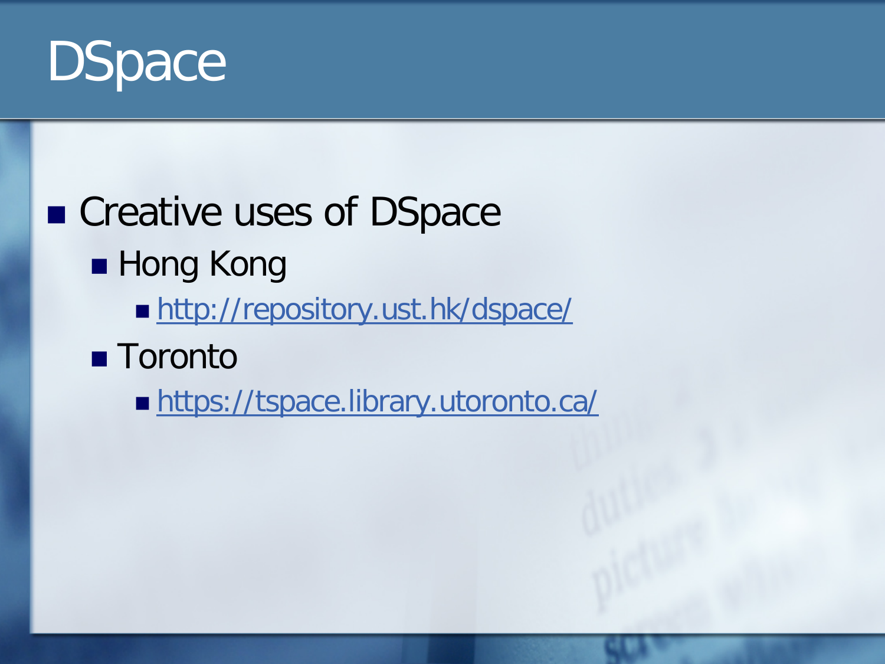# DSpace

- Creative uses of DSpace
  - Hong Kong
    - http://repository.ust.hk/dspace/
  - Toronto
    - https://tspace.library.utoronto.ca/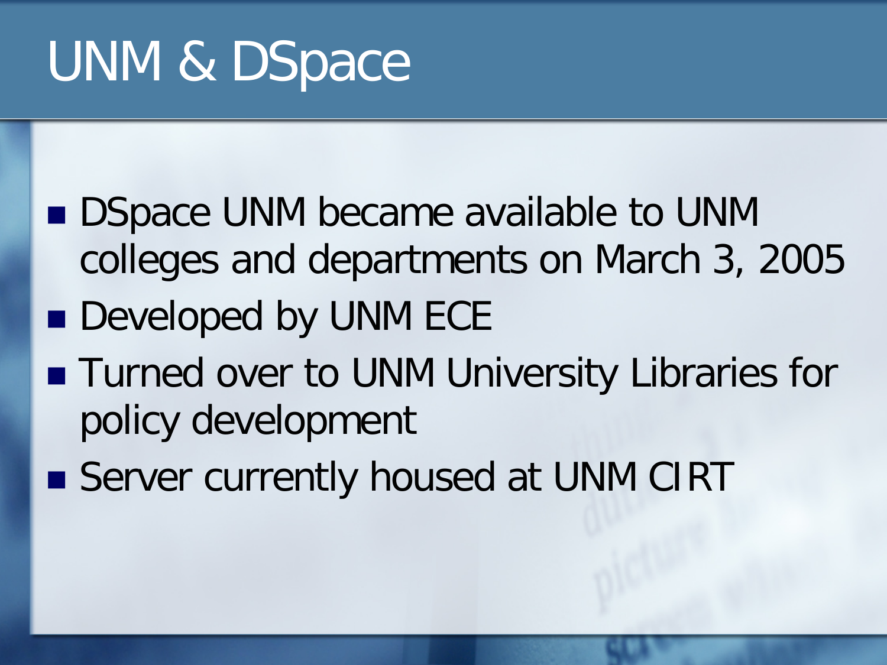# UNM & DSpace

- DSpace UNM became available to UNM colleges and departments on March 3, 2005
- Developed by UNM ECE
- Turned over to UNM University Libraries for policy development
- Server currently housed at UNM CIRT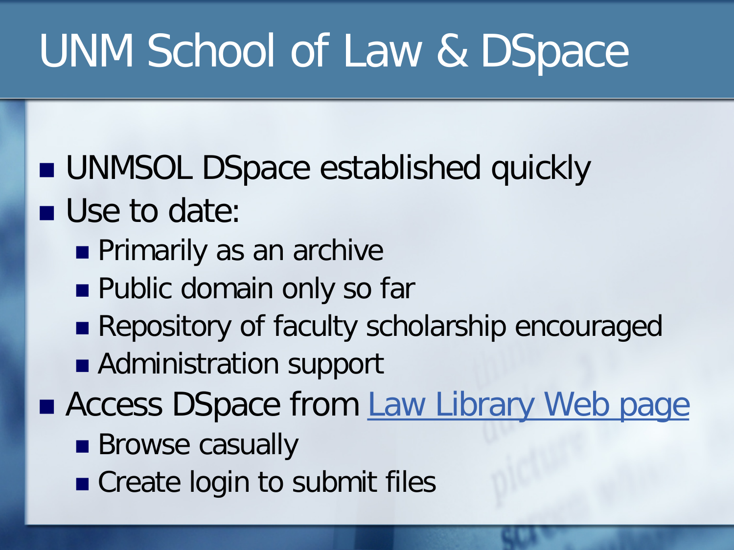# UNM School of Law & DSpace

- UNMSOL DSpace established quickly
- Use to date:
  - Primarily as an archive
  - Public domain only so far
  - Repository of faculty scholarship encouraged
  - Administration support
- Access DSpace from Law Library Web page
  - Browse casually
  - Create login to submit files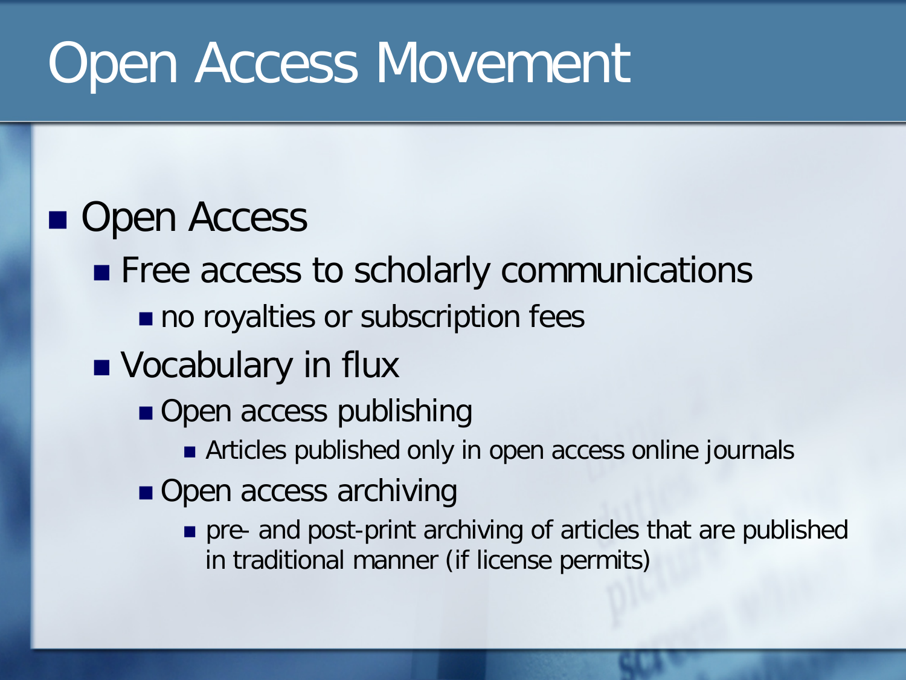# Open Access Movement

- Open Access
  - Free access to scholarly communications
    - no royalties or subscription fees
  - Vocabulary in flux
    - Open access publishing
      - Articles published only in open access online journals
    - Open access archiving
      - pre- and post-print archiving of articles that are published in traditional manner (if license permits)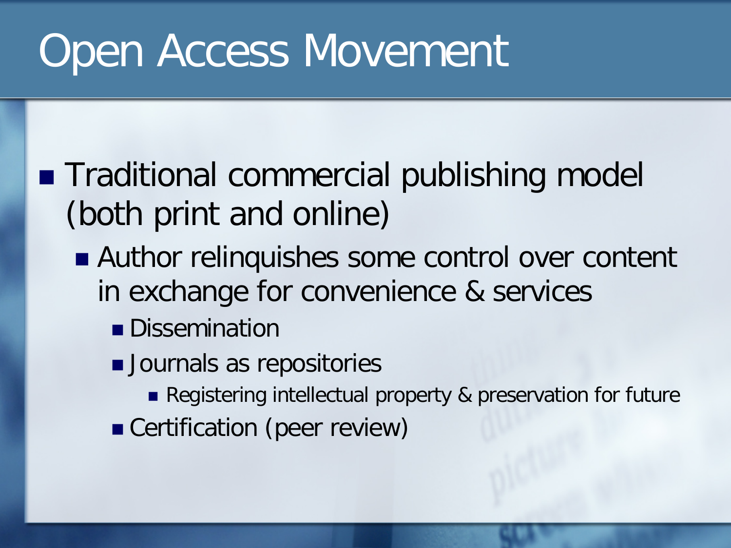# Open Access Movement

- Traditional commercial publishing model (both print and online)
  - Author relinquishes some control over content in exchange for convenience & services
    - Dissemination
    - Journals as repositories
      - Registering intellectual property & preservation for future
    - Certification (peer review)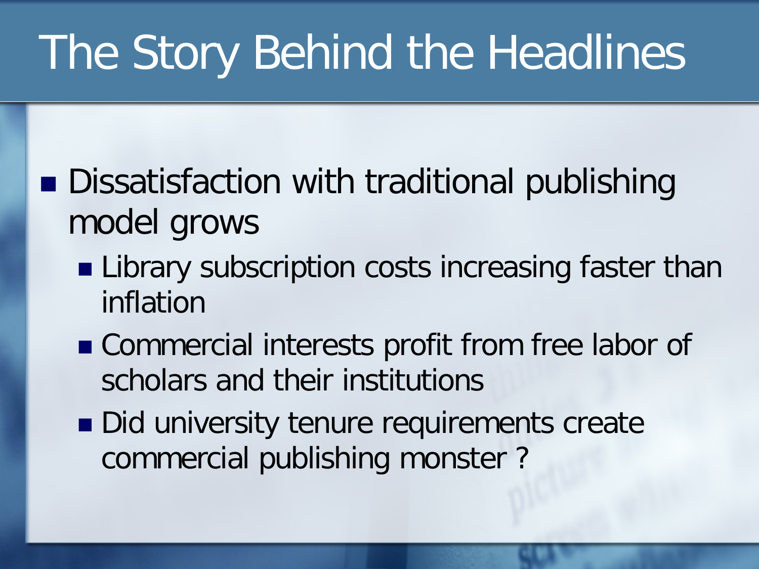# The Story Behind the Headlines

- Dissatisfaction with traditional publishing model grows
  - Library subscription costs increasing faster than inflation
  - Commercial interests profit from free labor of scholars and their institutions
  - Did university tenure requirements create commercial publishing monster ?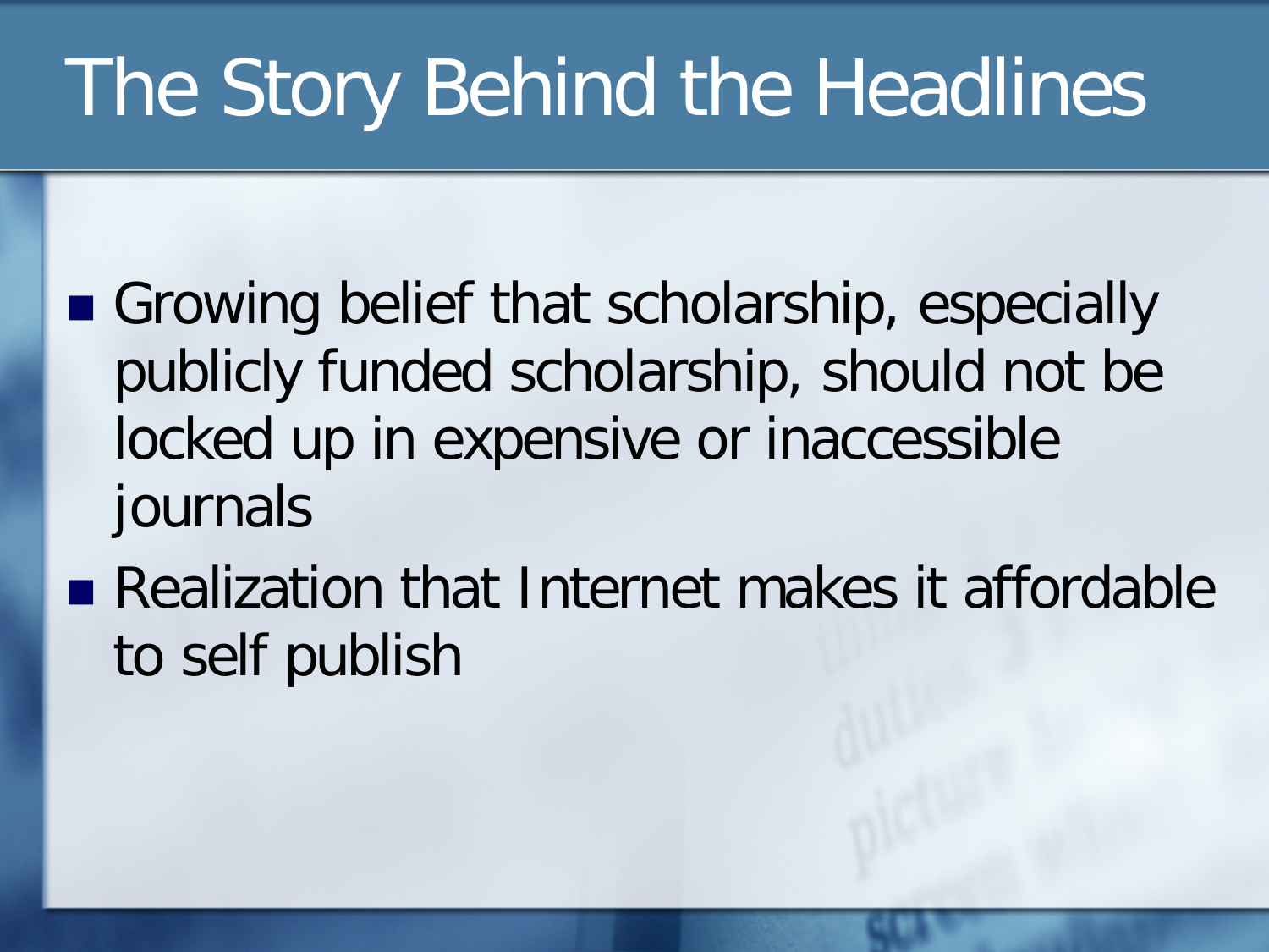# The Story Behind the Headlines

- Growing belief that scholarship, especially publicly funded scholarship, should not be locked up in expensive or inaccessible journals
- Realization that Internet makes it affordable to self publish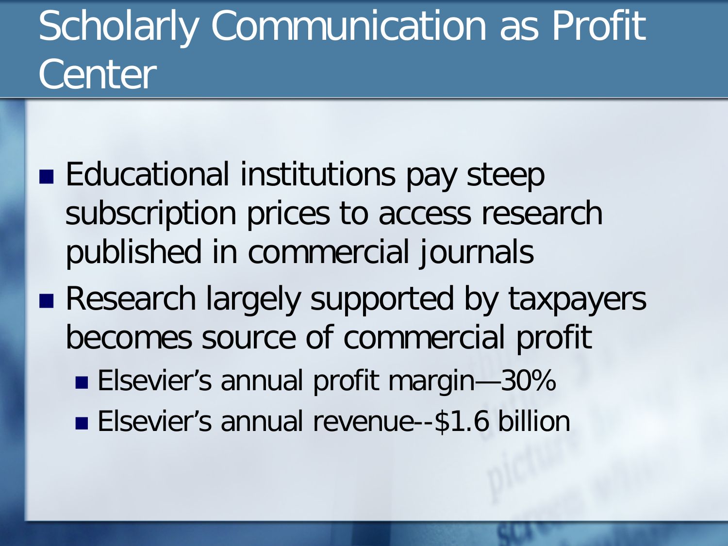# Scholarly Communication as Profit Center

- Educational institutions pay steep subscription prices to access research published in commercial journals
- Research largely supported by taxpayers becomes source of commercial profit
  - Elsevier's annual profit margin—30%
  - Elsevier's annual revenue--$1.6 billion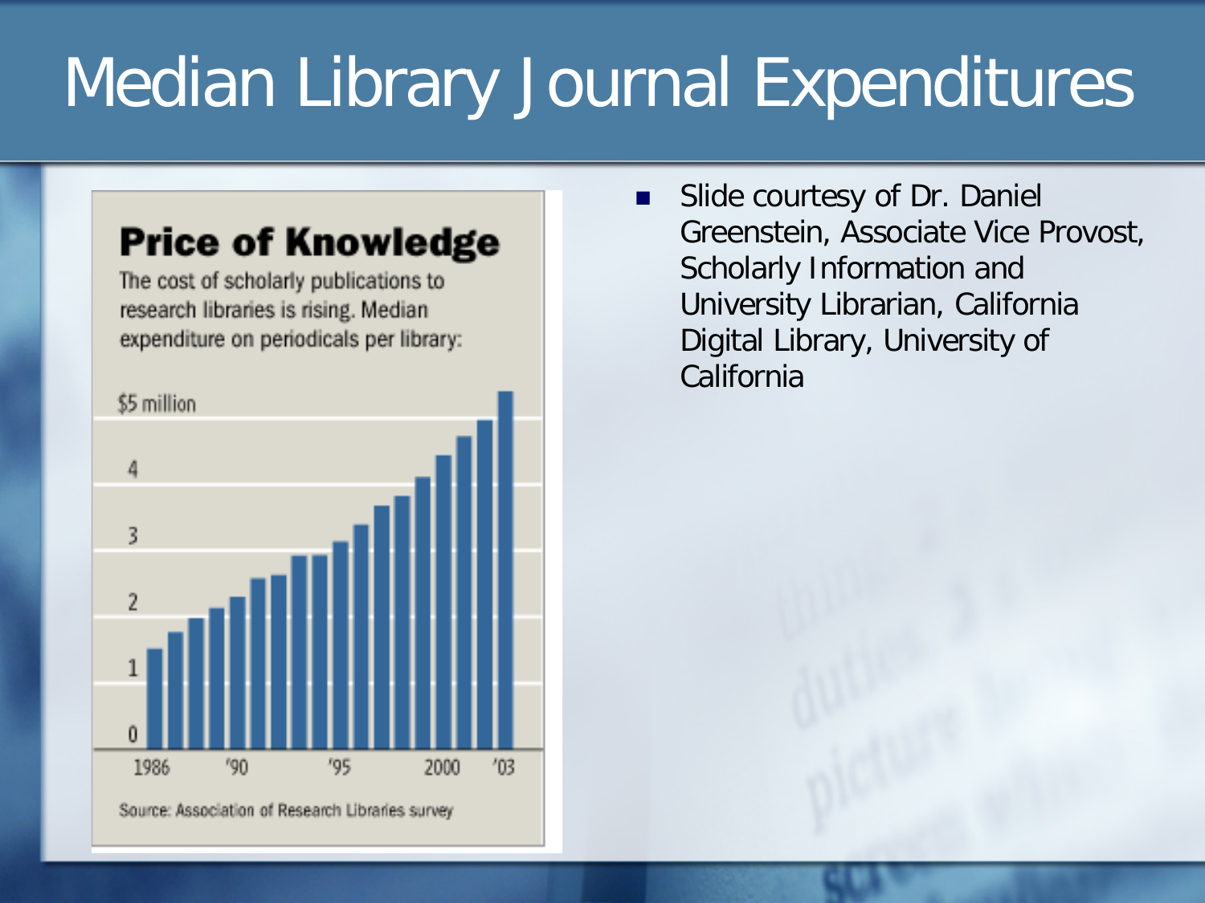# Median Library Journal Expenditures

**Price of Knowledge**

The cost of scholarly publications to research libraries is rising. Median expenditure on periodicals per library:

$5 million

4

3

2

1

0

1986 '90 '95 2000 '03

Source: Association of Research Libraries survey

- Slide courtesy of Dr. Daniel Greenstein, Associate Vice Provost, Scholarly Information and University Librarian, California Digital Library, University of California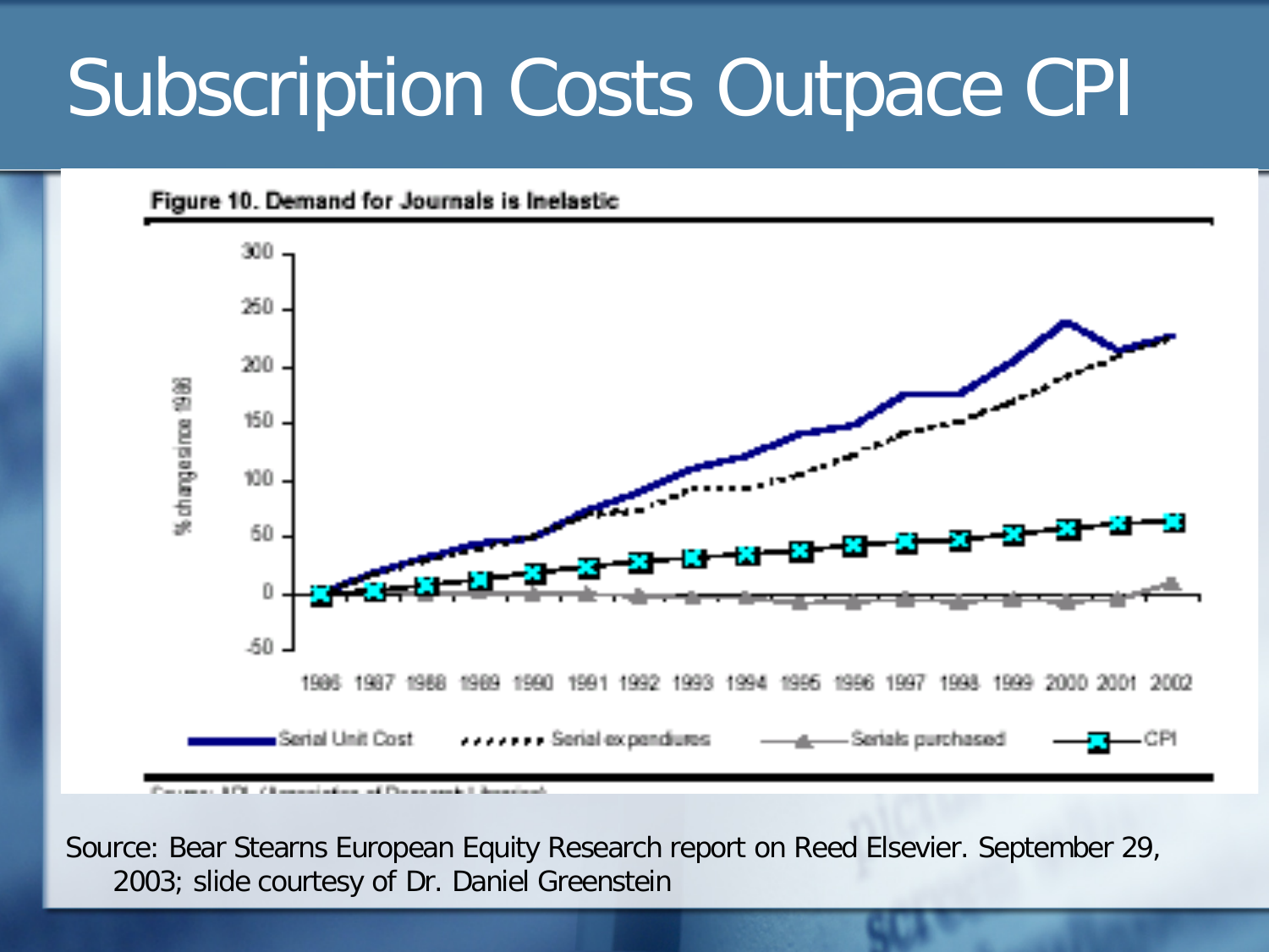# Subscription Costs Outpace CPI

**Figure 10. Demand for Journals is Inelastic**

Source: Bear Stearns European Equity Research report on Reed Elsevier. September 29, 2003; slide courtesy of Dr. Daniel Greenstein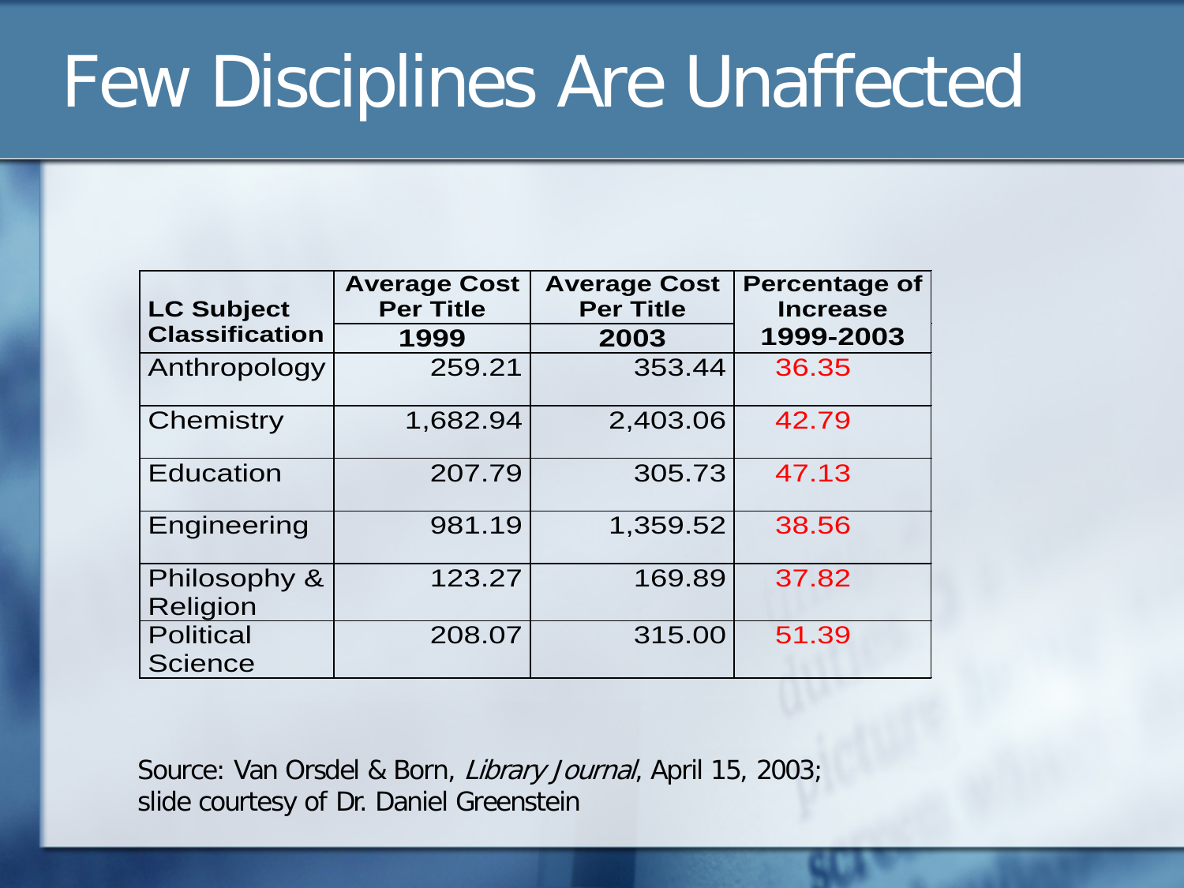# Few Disciplines Are Unaffected

| LC Subject Classification | Average Cost Per Title 1999 | Average Cost Per Title 2003 | Percentage of Increase 1999-2003 |
|---|---|---|---|
| Anthropology | 259.21 | 353.44 | 36.35 |
| Chemistry | 1,682.94 | 2,403.06 | 42.79 |
| Education | 207.79 | 305.73 | 47.13 |
| Engineering | 981.19 | 1,359.52 | 38.56 |
| Philosophy & Religion | 123.27 | 169.89 | 37.82 |
| Political Science | 208.07 | 315.00 | 51.39 |

Source: Van Orsdel & Born, *Library Journal*, April 15, 2003;
slide courtesy of Dr. Daniel Greenstein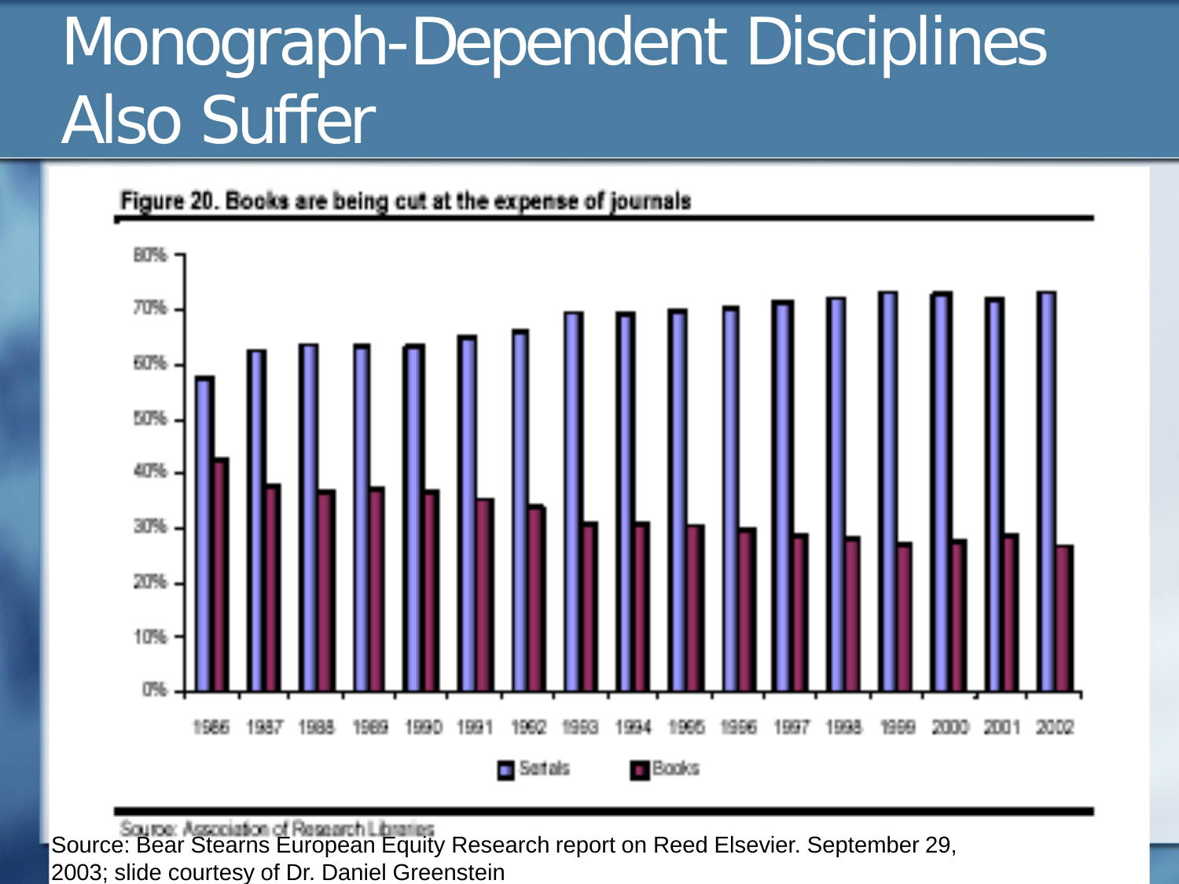# Monograph-Dependent Disciplines Also Suffer

Figure 20. Books are being cut at the expense of journals

Source: Association of Research Libraries

Source: Bear Stearns European Equity Research report on Reed Elsevier. September 29, 2003; slide courtesy of Dr. Daniel Greenstein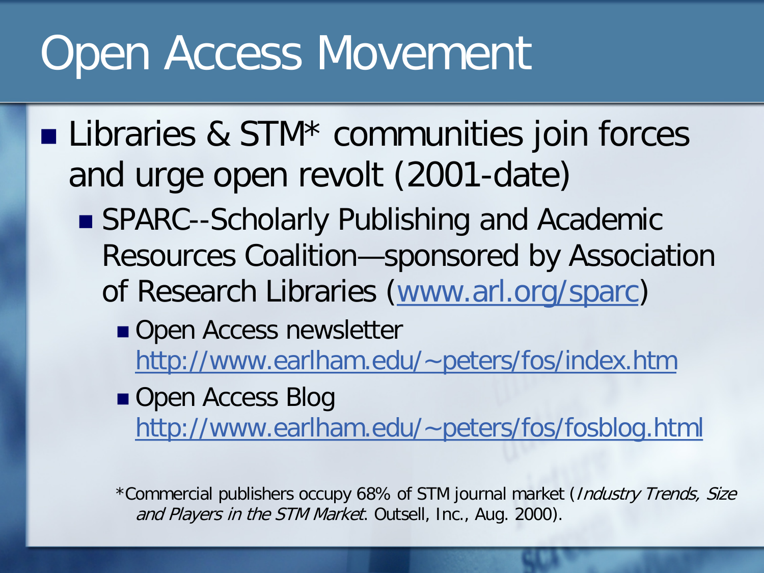# Open Access Movement

- Libraries & STM* communities join forces and urge open revolt (2001-date)
  - SPARC--Scholarly Publishing and Academic Resources Coalition—sponsored by Association of Research Libraries (www.arl.org/sparc)
    - Open Access newsletter http://www.earlham.edu/~peters/fos/index.htm
    - Open Access Blog http://www.earlham.edu/~peters/fos/fosblog.html

*Commercial publishers occupy 68% of STM journal market (*Industry Trends, Size and Players in the STM Market*. Outsell, Inc., Aug. 2000).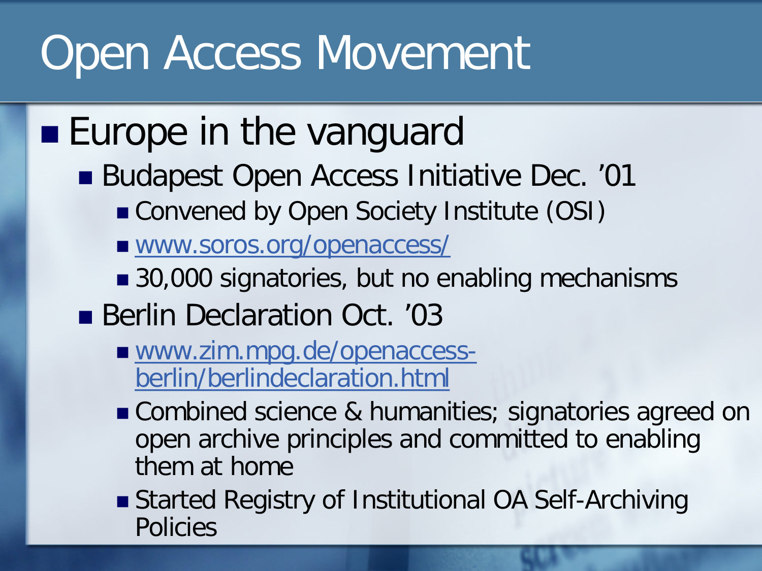# Open Access Movement

- Europe in the vanguard
  - Budapest Open Access Initiative Dec. '01
    - Convened by Open Society Institute (OSI)
    - [www.soros.org/openaccess/](www.soros.org/openaccess/)
    - 30,000 signatories, but no enabling mechanisms
  - Berlin Declaration Oct. '03
    - [www.zim.mpg.de/openaccess-berlin/berlindeclaration.html](www.zim.mpg.de/openaccess-berlin/berlindeclaration.html)
    - Combined science & humanities; signatories agreed on open archive principles and committed to enabling them at home
    - Started Registry of Institutional OA Self-Archiving Policies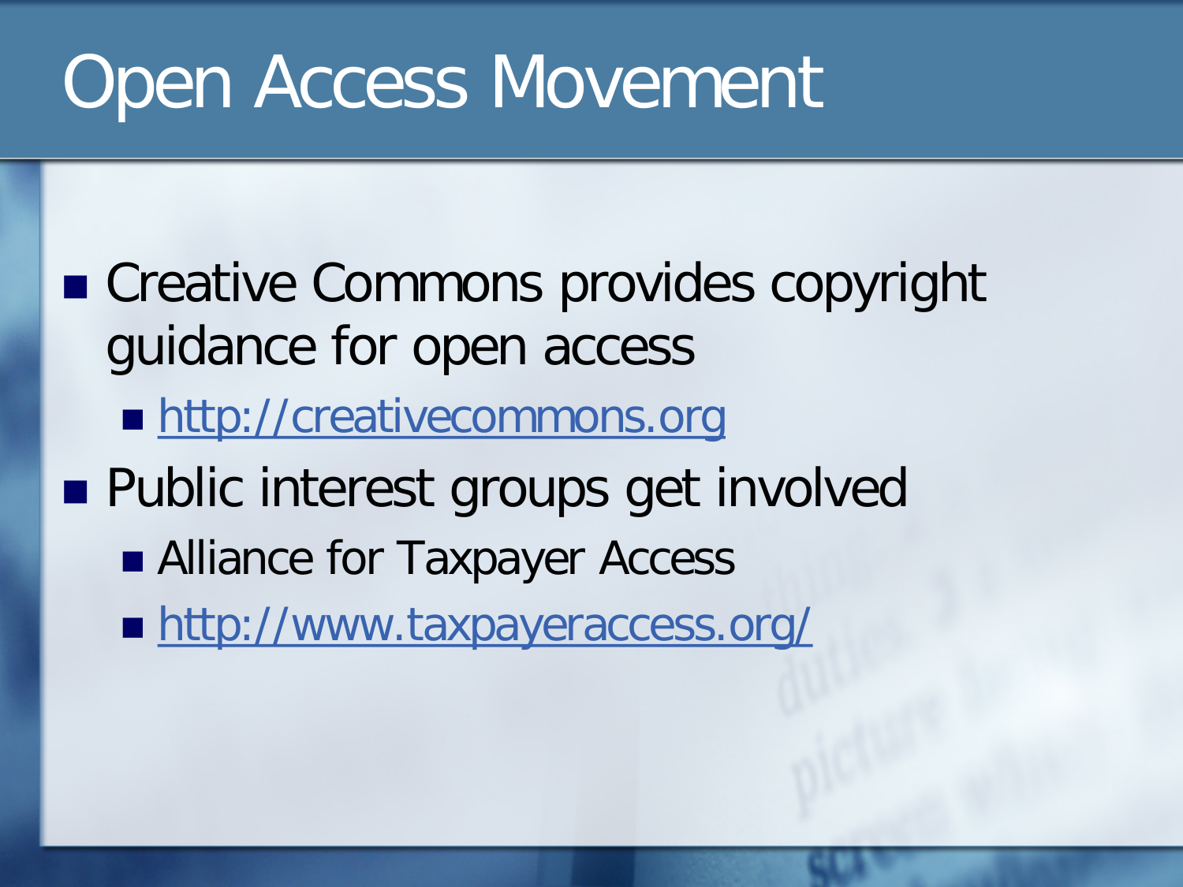# Open Access Movement

- Creative Commons provides copyright guidance for open access
  - http://creativecommons.org
- Public interest groups get involved
  - Alliance for Taxpayer Access
  - http://www.taxpayeraccess.org/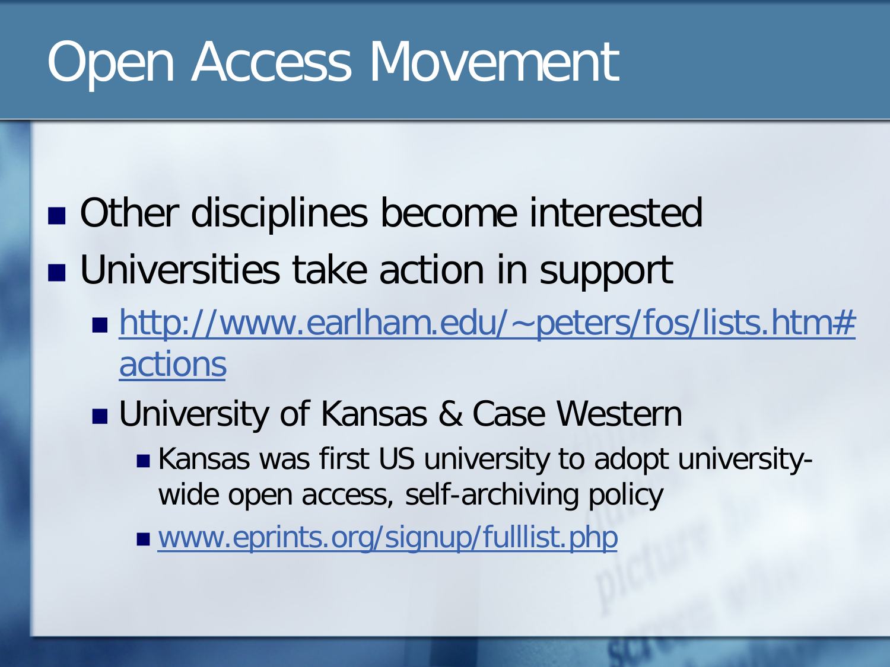# Open Access Movement

- Other disciplines become interested
- Universities take action in support
  - http://www.earlham.edu/~peters/fos/lists.htm#actions
  - University of Kansas & Case Western
    - Kansas was first US university to adopt university-wide open access, self-archiving policy
    - www.eprints.org/signup/fulllist.php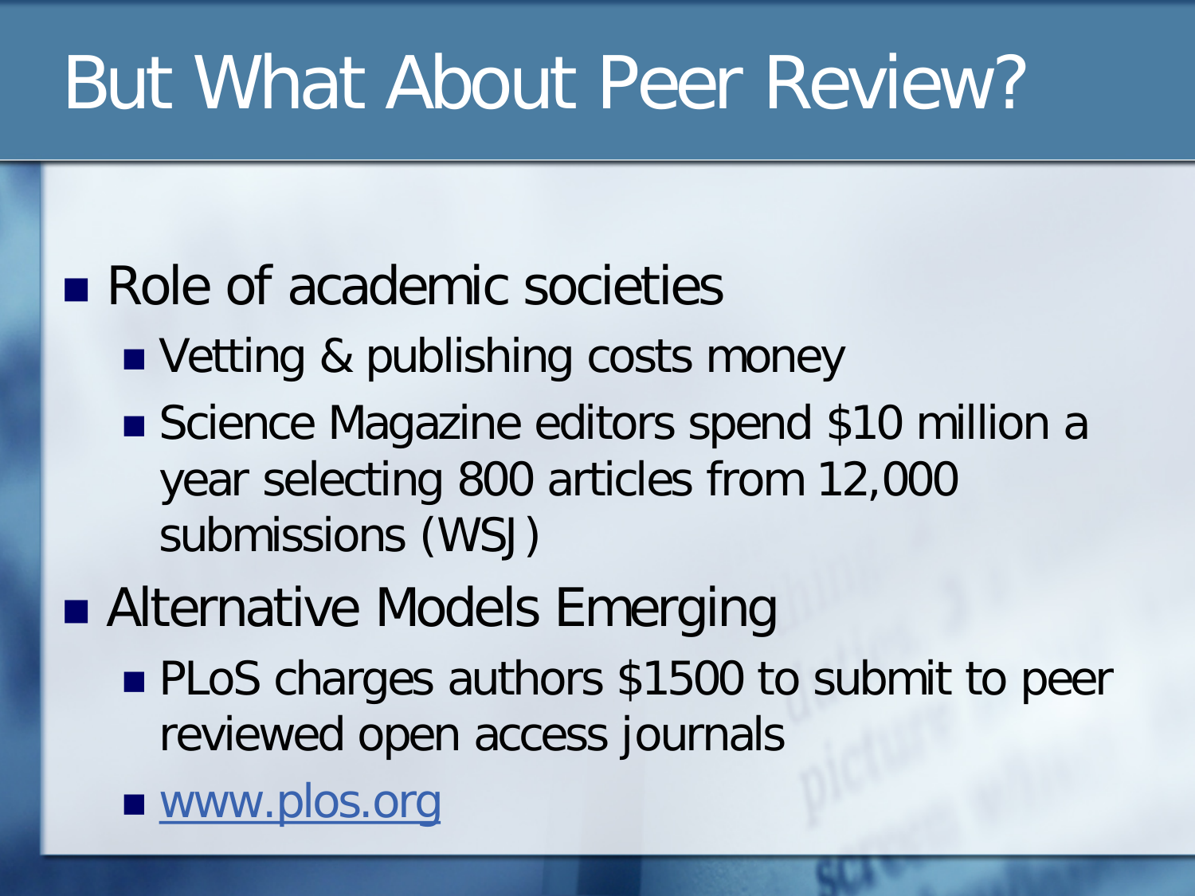# But What About Peer Review?

- Role of academic societies
  - Vetting & publishing costs money
  - Science Magazine editors spend $10 million a year selecting 800 articles from 12,000 submissions (WSJ)
- Alternative Models Emerging
  - PLoS charges authors $1500 to submit to peer reviewed open access journals
  - [www.plos.org](http://www.plos.org)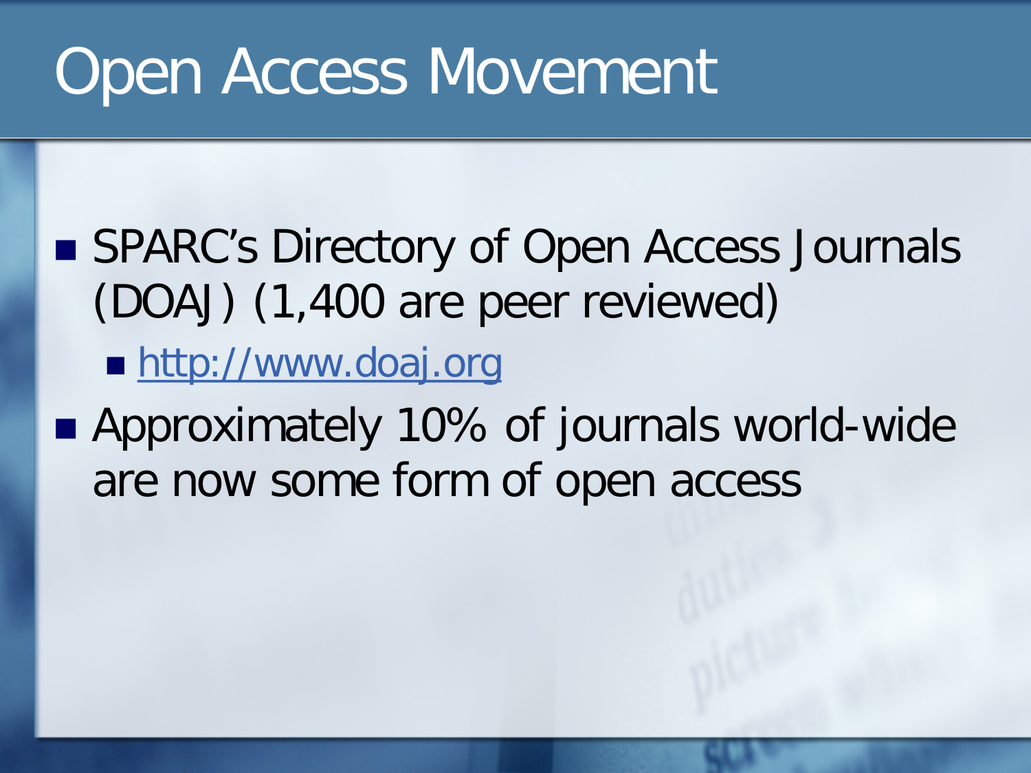# Open Access Movement

- SPARC's Directory of Open Access Journals (DOAJ) (1,400 are peer reviewed)
  - http://www.doaj.org
- Approximately 10% of journals world-wide are now some form of open access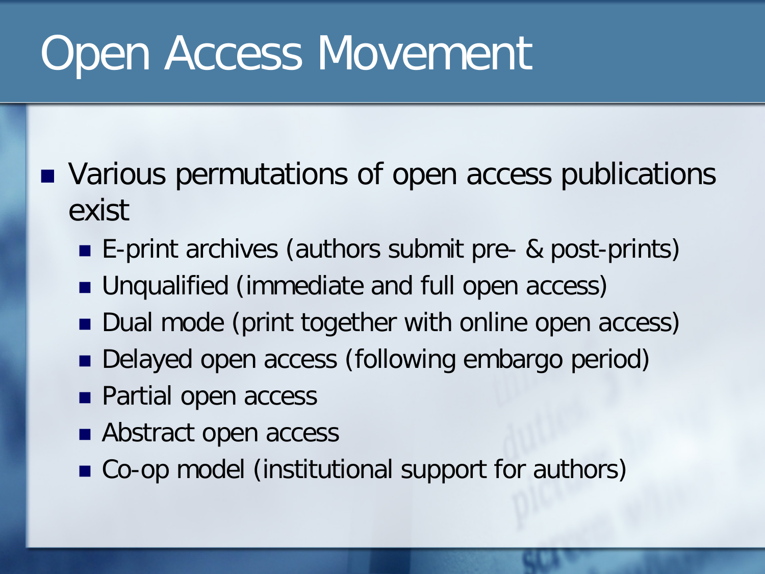# Open Access Movement

- Various permutations of open access publications exist
  - E-print archives (authors submit pre- & post-prints)
  - Unqualified (immediate and full open access)
  - Dual mode (print together with online open access)
  - Delayed open access (following embargo period)
  - Partial open access
  - Abstract open access
  - Co-op model (institutional support for authors)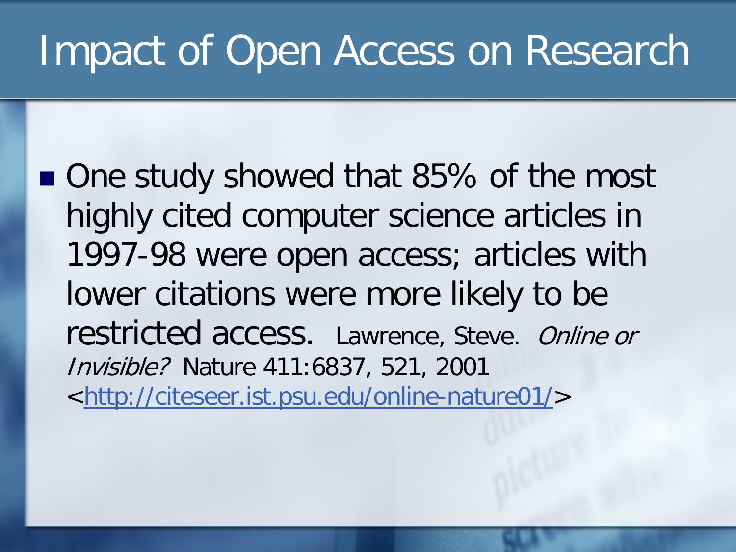# Impact of Open Access on Research

- One study showed that 85% of the most highly cited computer science articles in 1997-98 were open access; articles with lower citations were more likely to be restricted access. Lawrence, Steve. *Online or Invisible?* Nature 411:6837, 521, 2001 <http://citeseer.ist.psu.edu/online-nature01/>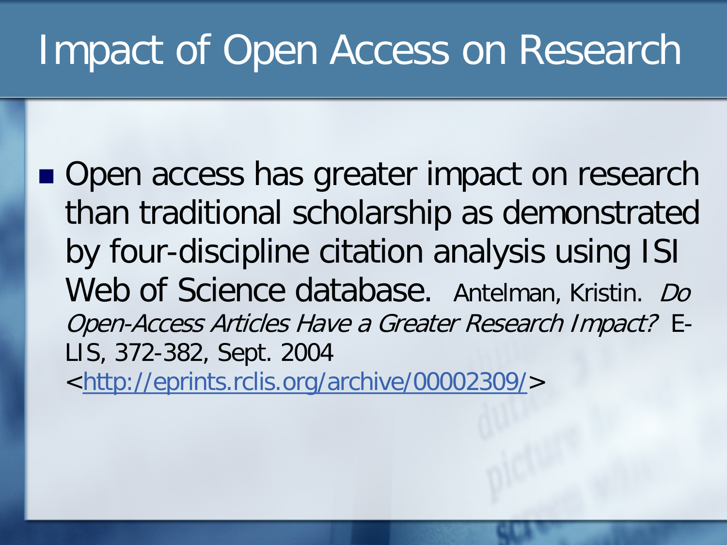# Impact of Open Access on Research

- Open access has greater impact on research than traditional scholarship as demonstrated by four-discipline citation analysis using ISI Web of Science database. Antelman, Kristin. *Do Open-Access Articles Have a Greater Research Impact?* E-LIS, 372-382, Sept. 2004 <http://eprints.rclis.org/archive/00002309/>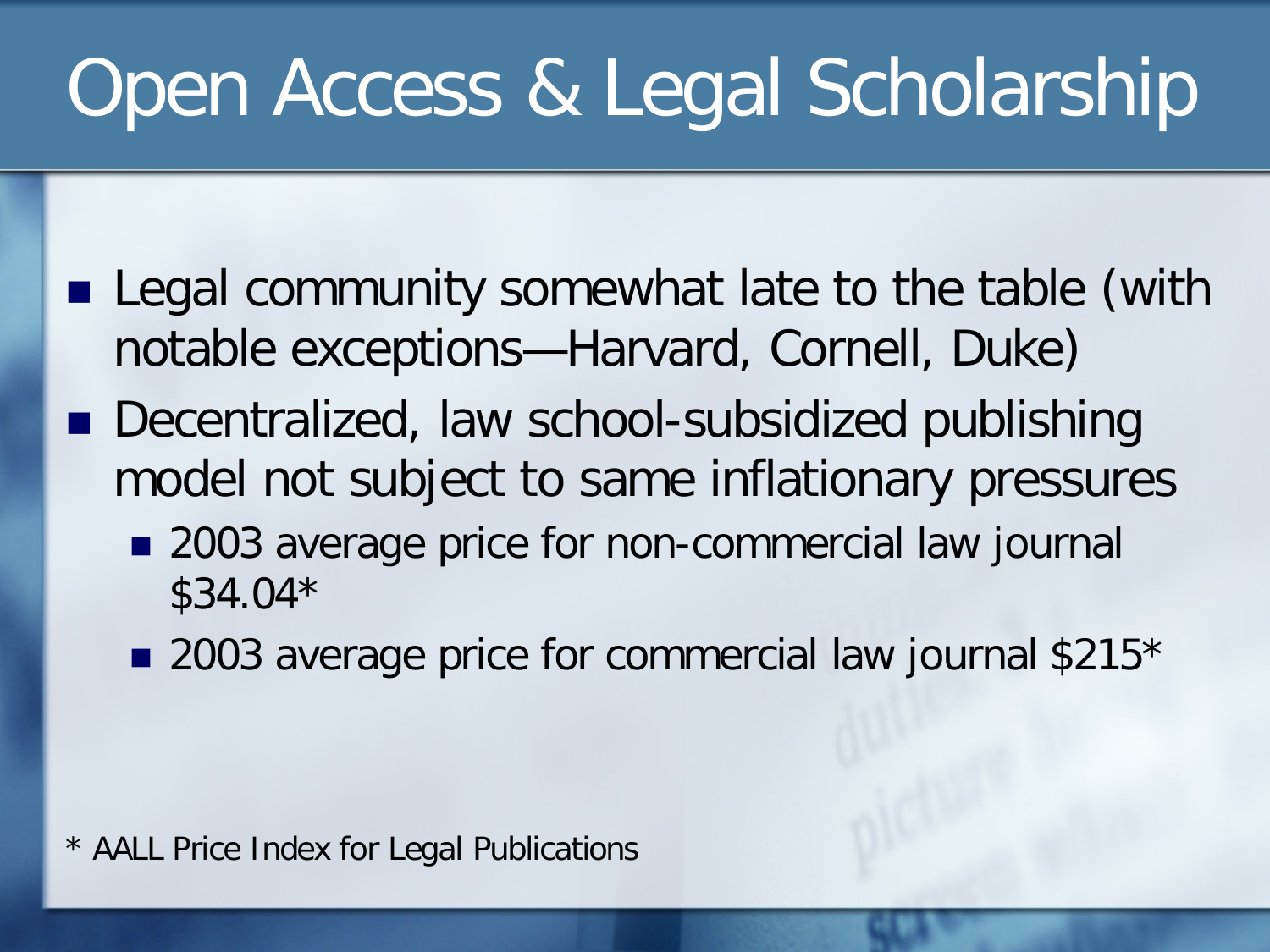# Open Access & Legal Scholarship

- Legal community somewhat late to the table (with notable exceptions—Harvard, Cornell, Duke)
- Decentralized, law school-subsidized publishing model not subject to same inflationary pressures
  - 2003 average price for non-commercial law journal $34.04*
  - 2003 average price for commercial law journal $215*

* AALL Price Index for Legal Publications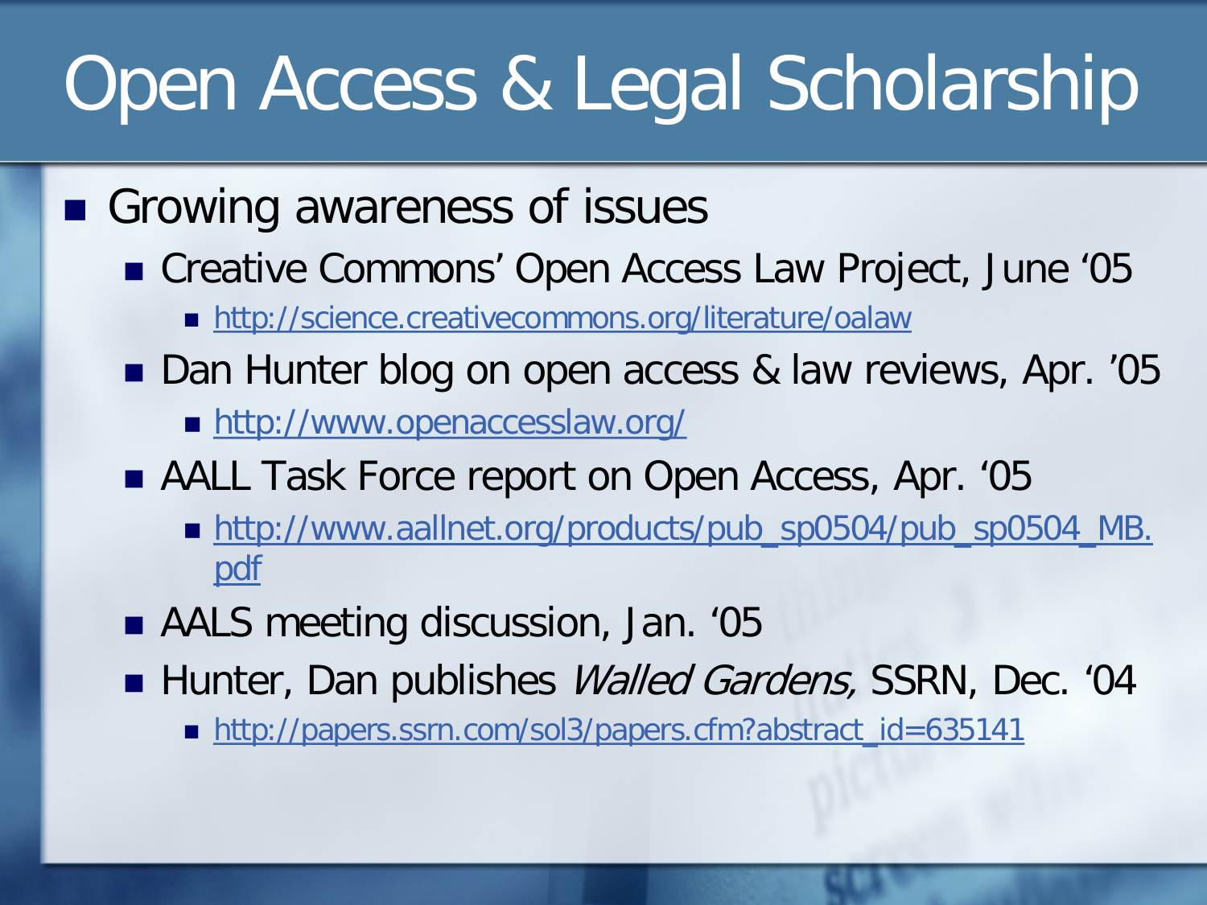# Open Access & Legal Scholarship

- Growing awareness of issues
  - Creative Commons' Open Access Law Project, June '05
    - http://science.creativecommons.org/literature/oalaw
  - Dan Hunter blog on open access & law reviews, Apr. '05
    - http://www.openaccesslaw.org/
  - AALL Task Force report on Open Access, Apr. '05
    - http://www.aallnet.org/products/pub_sp0504/pub_sp0504_MB.pdf
  - AALS meeting discussion, Jan. '05
  - Hunter, Dan publishes *Walled Gardens,* SSRN, Dec. '04
    - http://papers.ssrn.com/sol3/papers.cfm?abstract_id=635141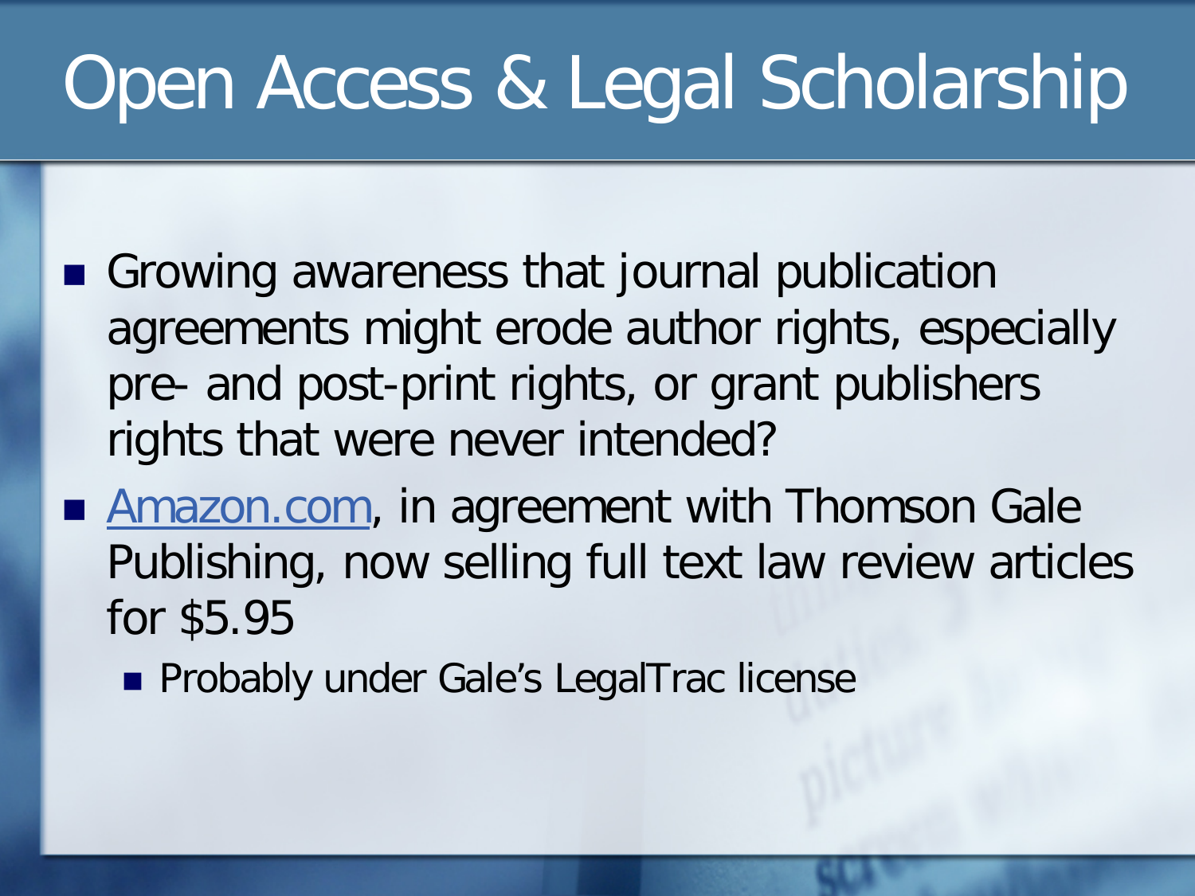# Open Access & Legal Scholarship

- Growing awareness that journal publication agreements might erode author rights, especially pre- and post-print rights, or grant publishers rights that were never intended?
- Amazon.com, in agreement with Thomson Gale Publishing, now selling full text law review articles for $5.95
  - Probably under Gale's LegalTrac license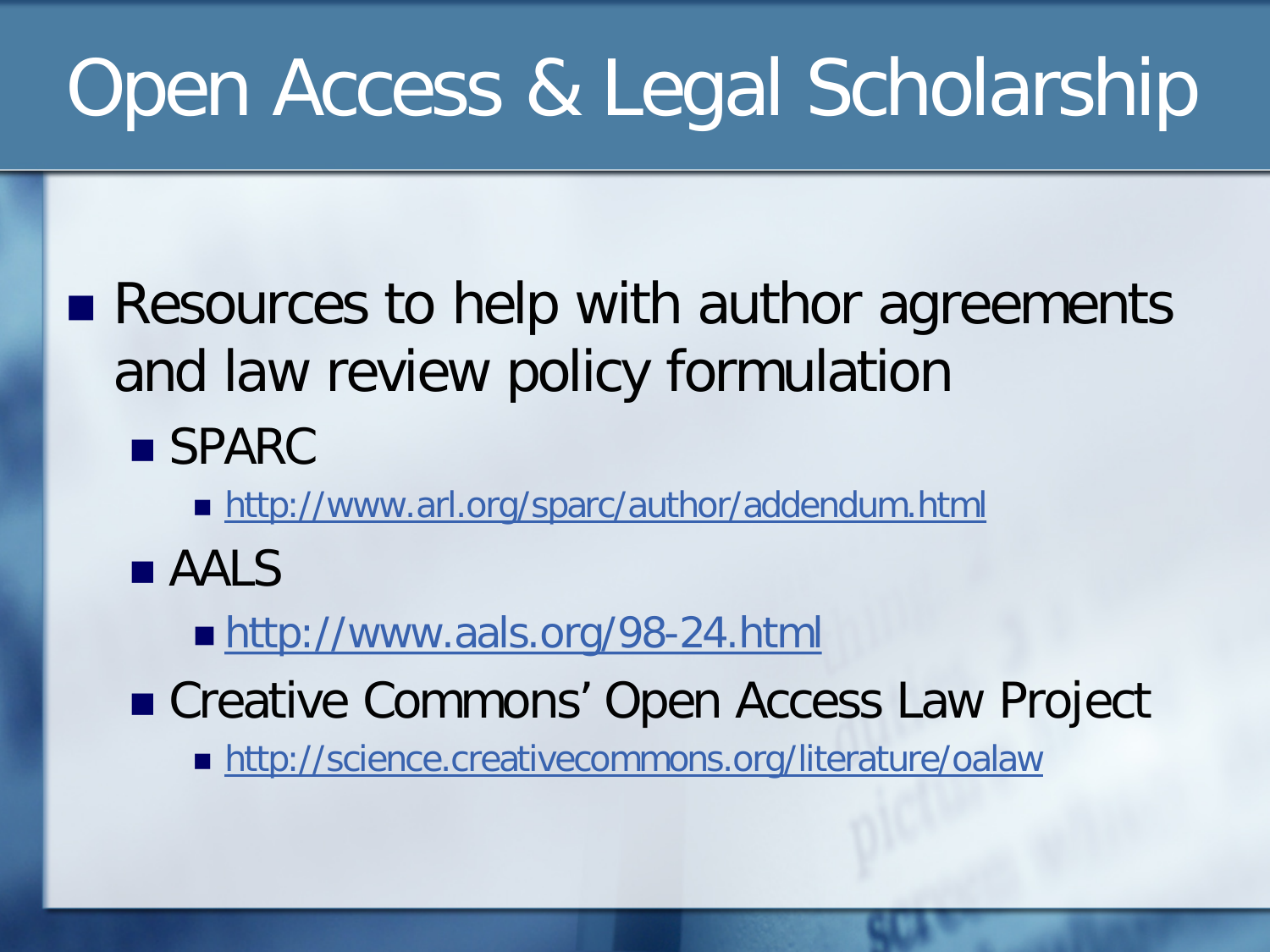# Open Access & Legal Scholarship

- Resources to help with author agreements and law review policy formulation
  - SPARC
    - http://www.arl.org/sparc/author/addendum.html
  - AALS
    - http://www.aals.org/98-24.html
  - Creative Commons' Open Access Law Project
    - http://science.creativecommons.org/literature/oalaw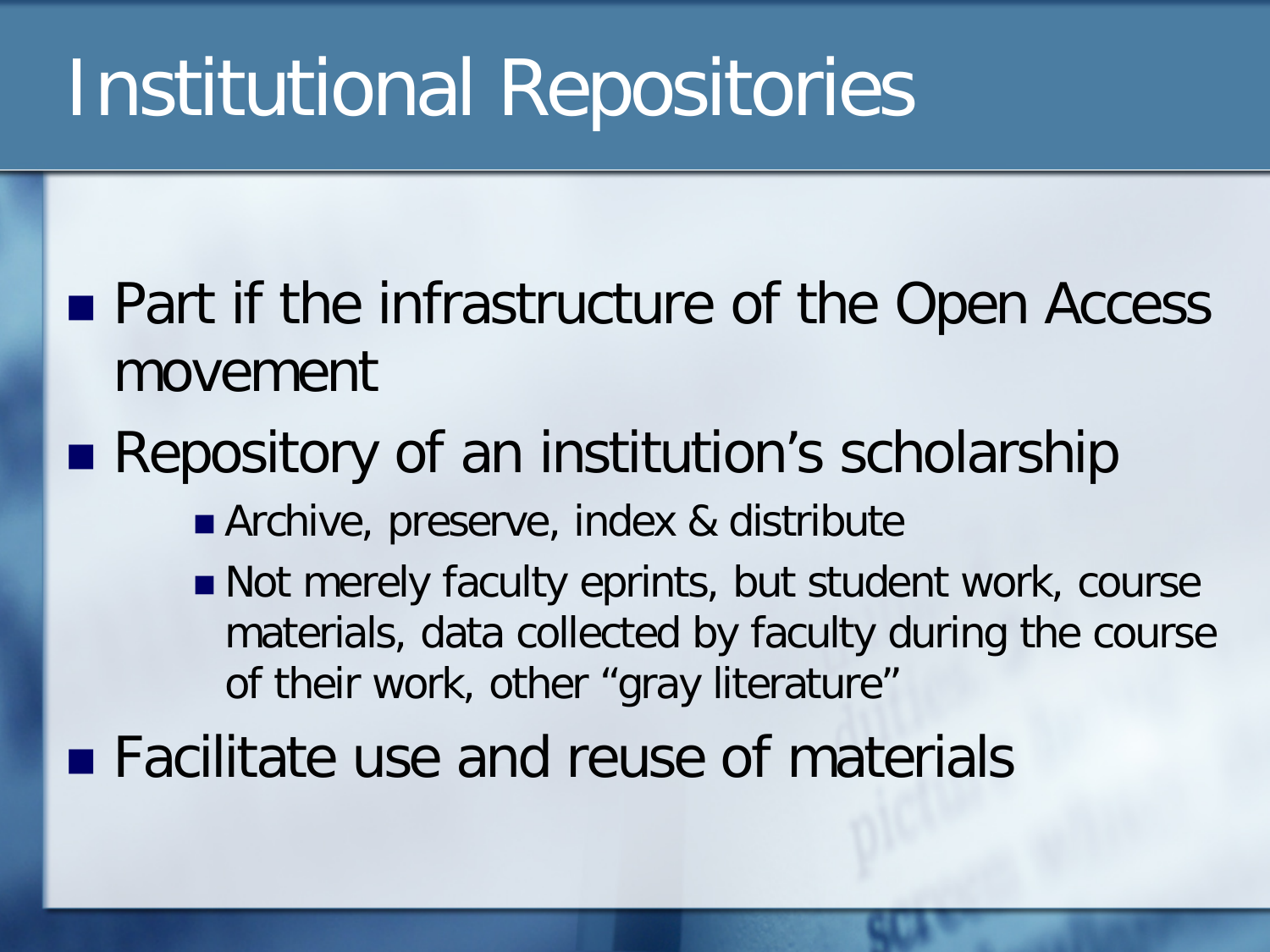# Institutional Repositories

- Part if the infrastructure of the Open Access movement
- Repository of an institution's scholarship
  - Archive, preserve, index & distribute
  - Not merely faculty eprints, but student work, course materials, data collected by faculty during the course of their work, other "gray literature"
- Facilitate use and reuse of materials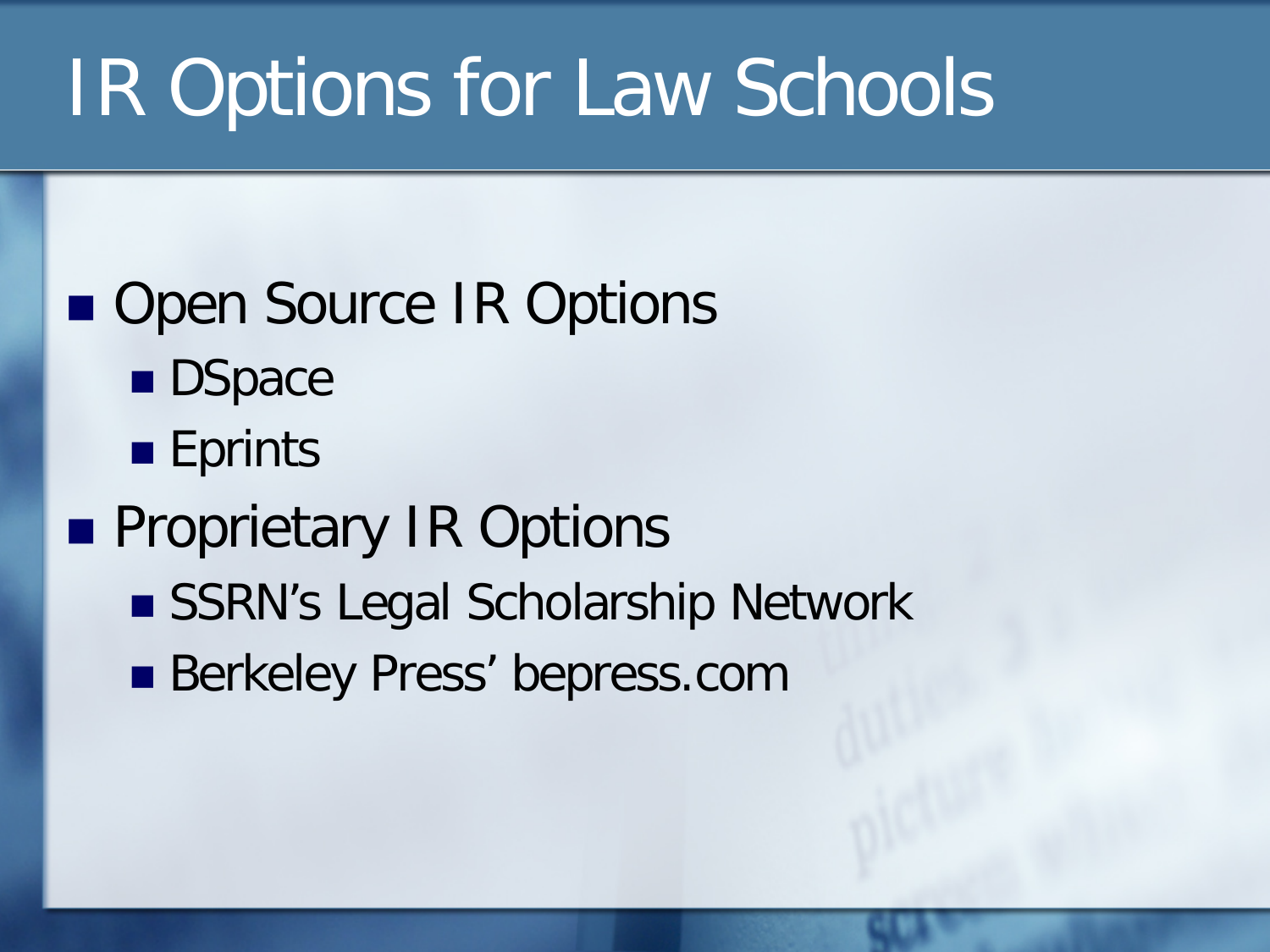# IR Options for Law Schools

- Open Source IR Options
  - DSpace
  - Eprints
- Proprietary IR Options
  - SSRN’s Legal Scholarship Network
  - Berkeley Press’ bepress.com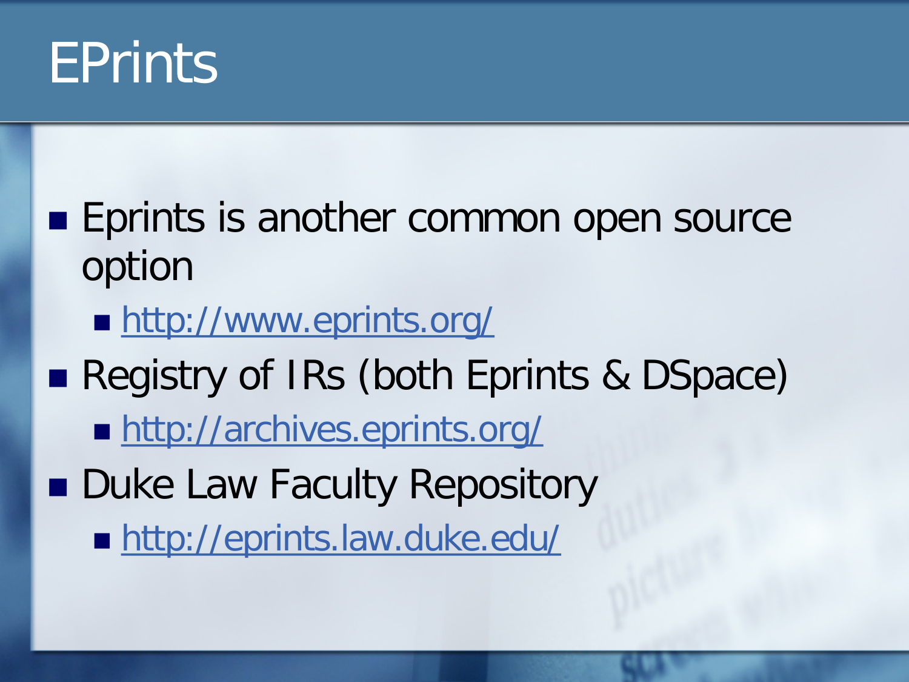# EPrints

- Eprints is another common open source option
  - http://www.eprints.org/
- Registry of IRs (both Eprints & DSpace)
  - http://archives.eprints.org/
- Duke Law Faculty Repository
  - http://eprints.law.duke.edu/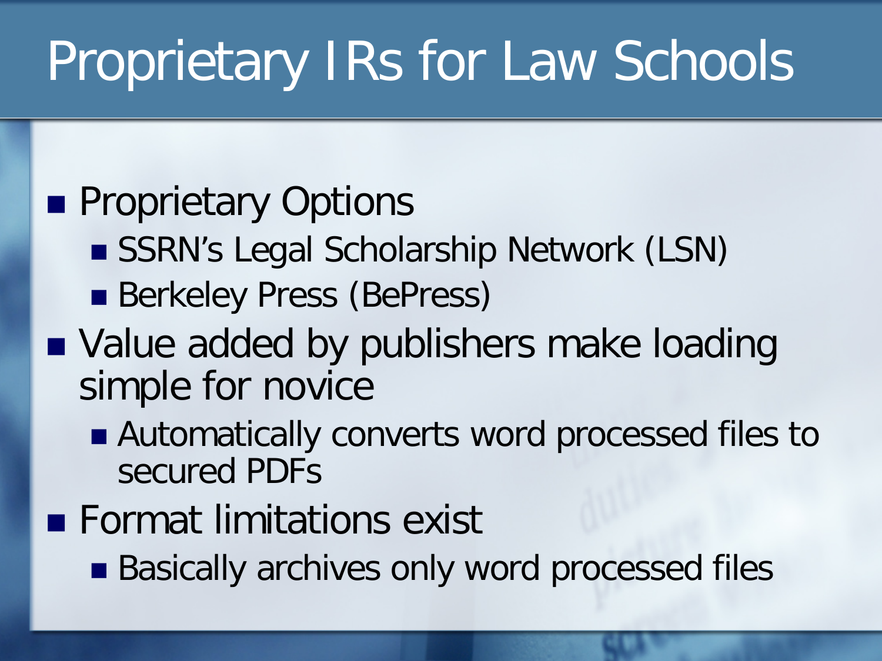# Proprietary IRs for Law Schools

- Proprietary Options
  - SSRN's Legal Scholarship Network (LSN)
  - Berkeley Press (BePress)
- Value added by publishers make loading simple for novice
  - Automatically converts word processed files to secured PDFs
- Format limitations exist
  - Basically archives only word processed files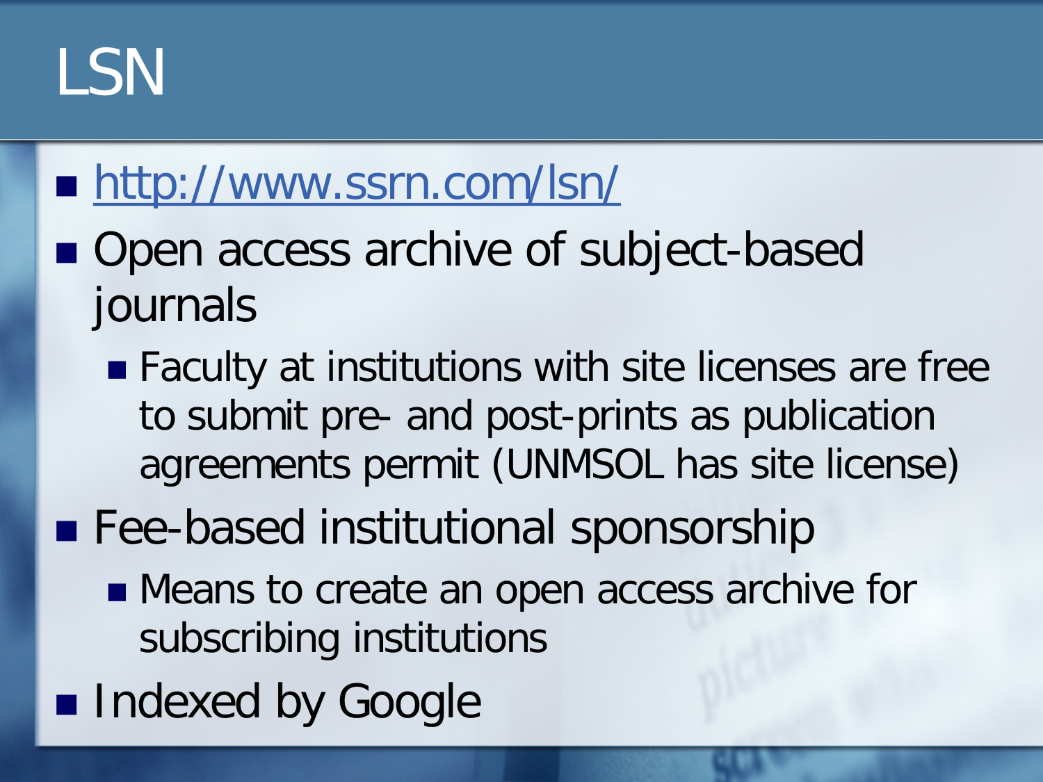# LSN

- http://www.ssrn.com/lsn/
- Open access archive of subject-based journals
  - Faculty at institutions with site licenses are free to submit pre- and post-prints as publication agreements permit (UNMSOL has site license)
- Fee-based institutional sponsorship
  - Means to create an open access archive for subscribing institutions
- Indexed by Google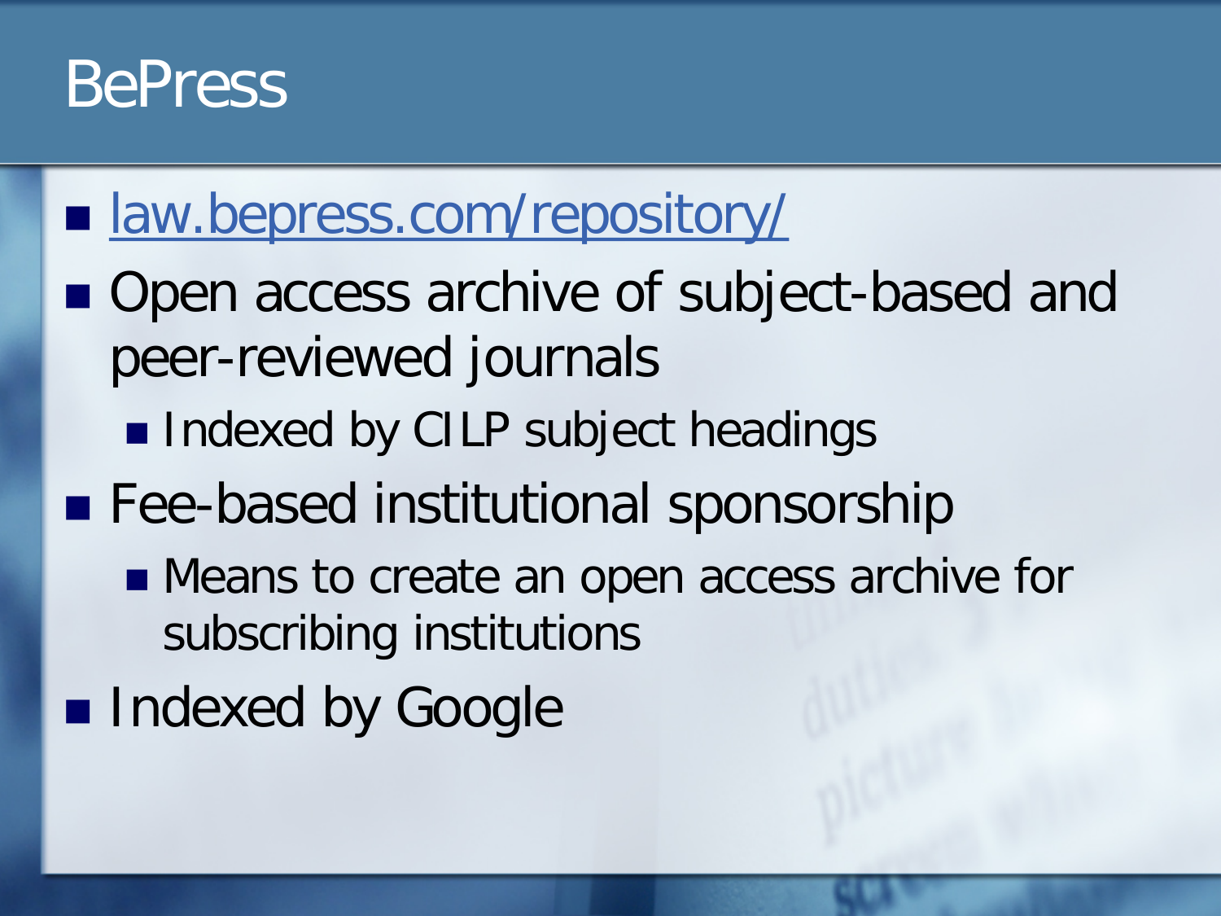# BePress

- [law.bepress.com/repository/](http://law.bepress.com/repository/)
- Open access archive of subject-based and peer-reviewed journals
  - Indexed by CILP subject headings
- Fee-based institutional sponsorship
  - Means to create an open access archive for subscribing institutions
- Indexed by Google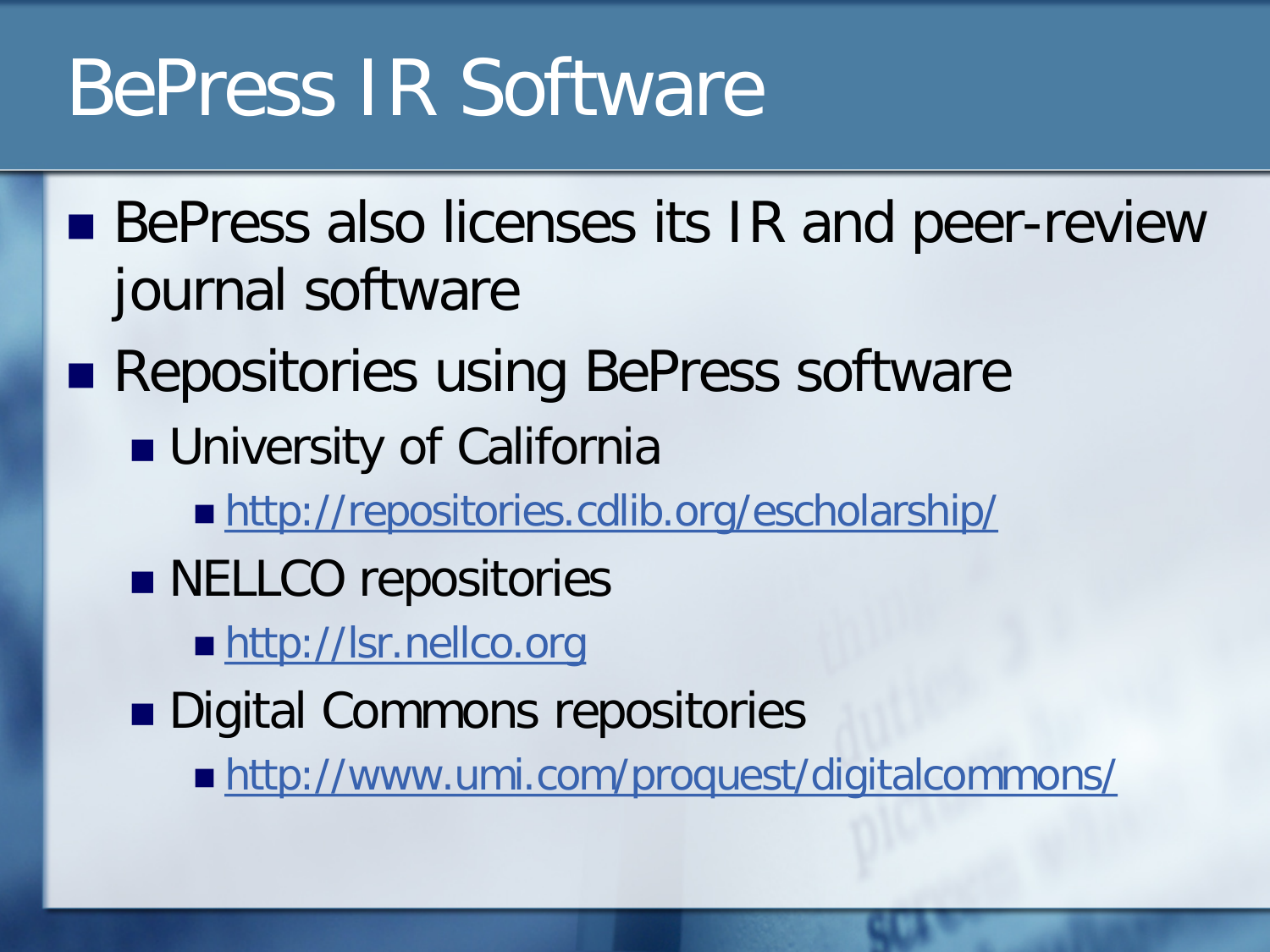# BePress IR Software

- BePress also licenses its IR and peer-review journal software
- Repositories using BePress software
  - University of California
    - http://repositories.cdlib.org/escholarship/
  - NELLCO repositories
    - http://lsr.nellco.org
  - Digital Commons repositories
    - http://www.umi.com/proquest/digitalcommons/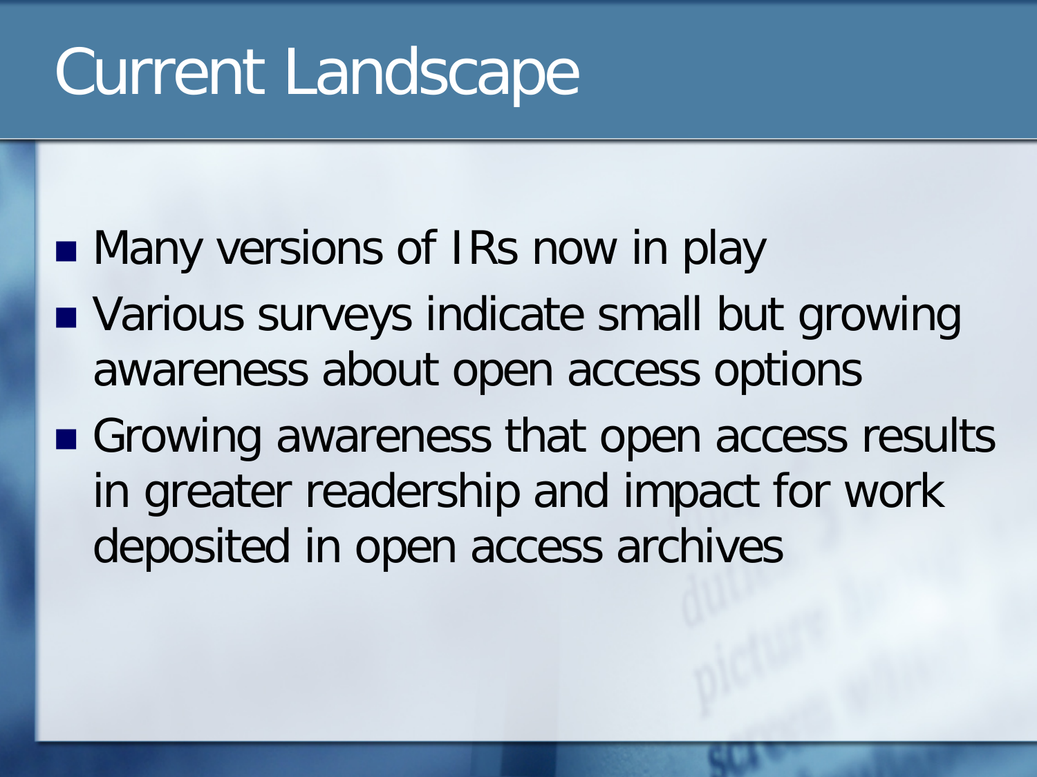# Current Landscape

- Many versions of IRs now in play
- Various surveys indicate small but growing awareness about open access options
- Growing awareness that open access results in greater readership and impact for work deposited in open access archives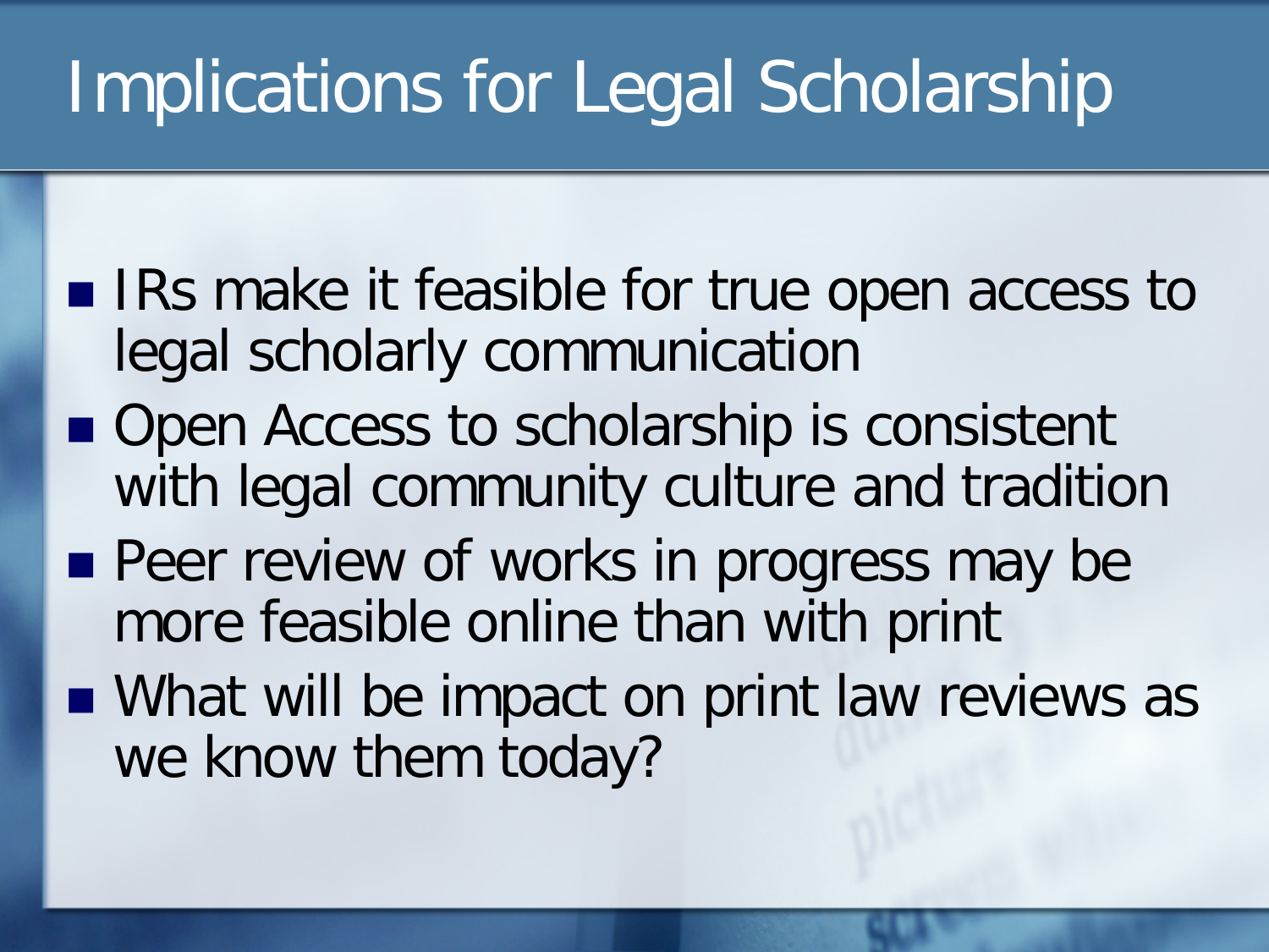# Implications for Legal Scholarship

- IRs make it feasible for true open access to legal scholarly communication
- Open Access to scholarship is consistent with legal community culture and tradition
- Peer review of works in progress may be more feasible online than with print
- What will be impact on print law reviews as we know them today?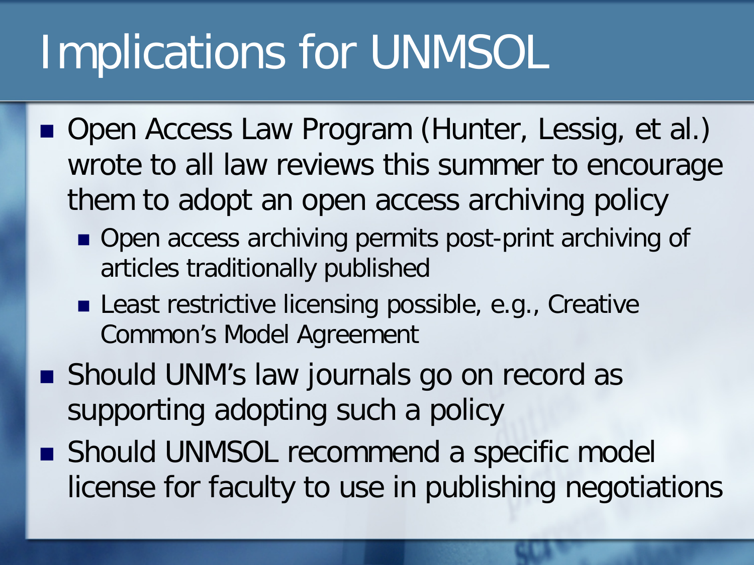# Implications for UNMSOL

- Open Access Law Program (Hunter, Lessig, et al.) wrote to all law reviews this summer to encourage them to adopt an open access archiving policy
  - Open access archiving permits post-print archiving of articles traditionally published
  - Least restrictive licensing possible, e.g., Creative Common's Model Agreement
- Should UNM's law journals go on record as supporting adopting such a policy
- Should UNMSOL recommend a specific model license for faculty to use in publishing negotiations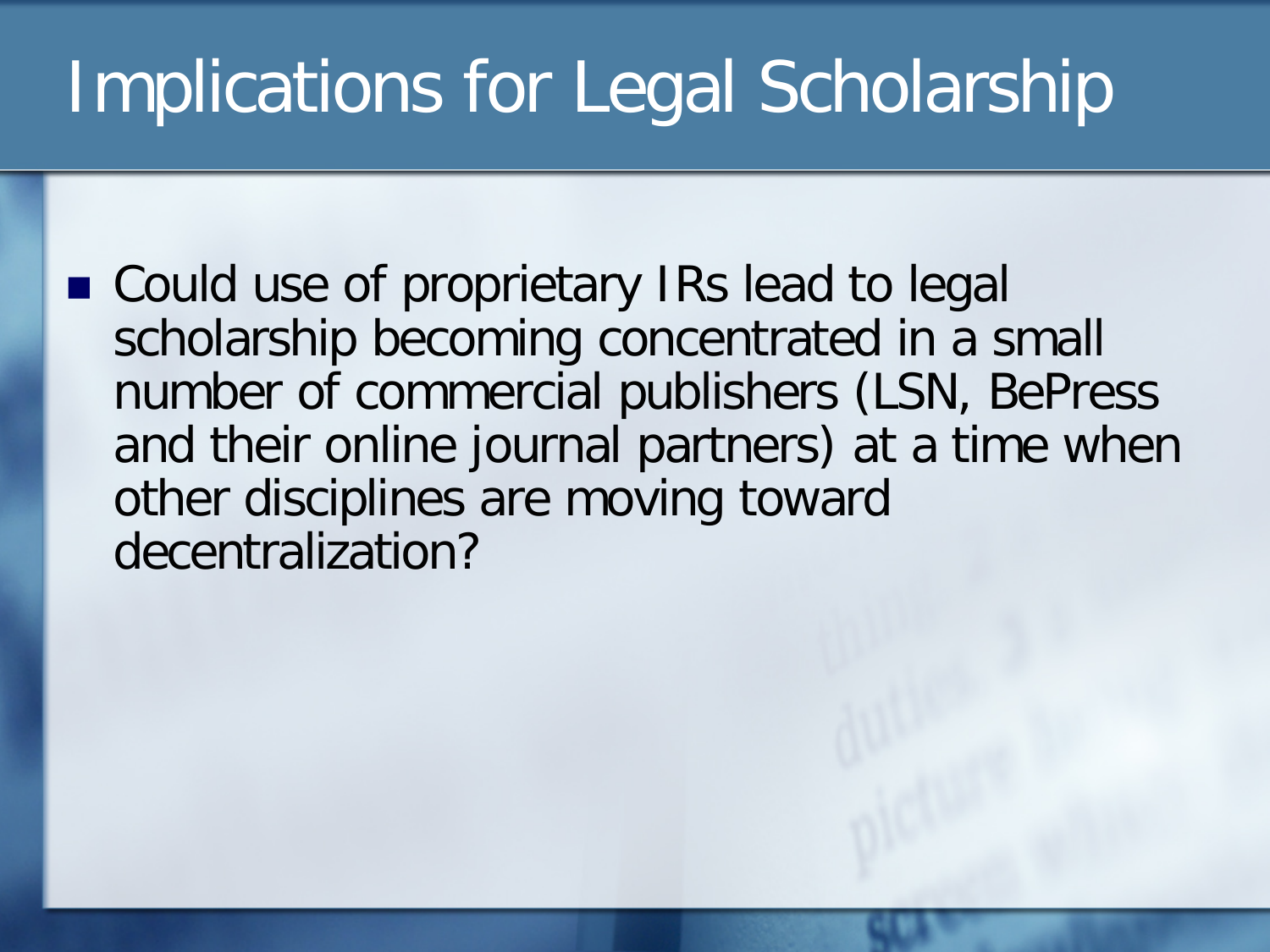# Implications for Legal Scholarship

- Could use of proprietary IRs lead to legal scholarship becoming concentrated in a small number of commercial publishers (LSN, BePress and their online journal partners) at a time when other disciplines are moving toward decentralization?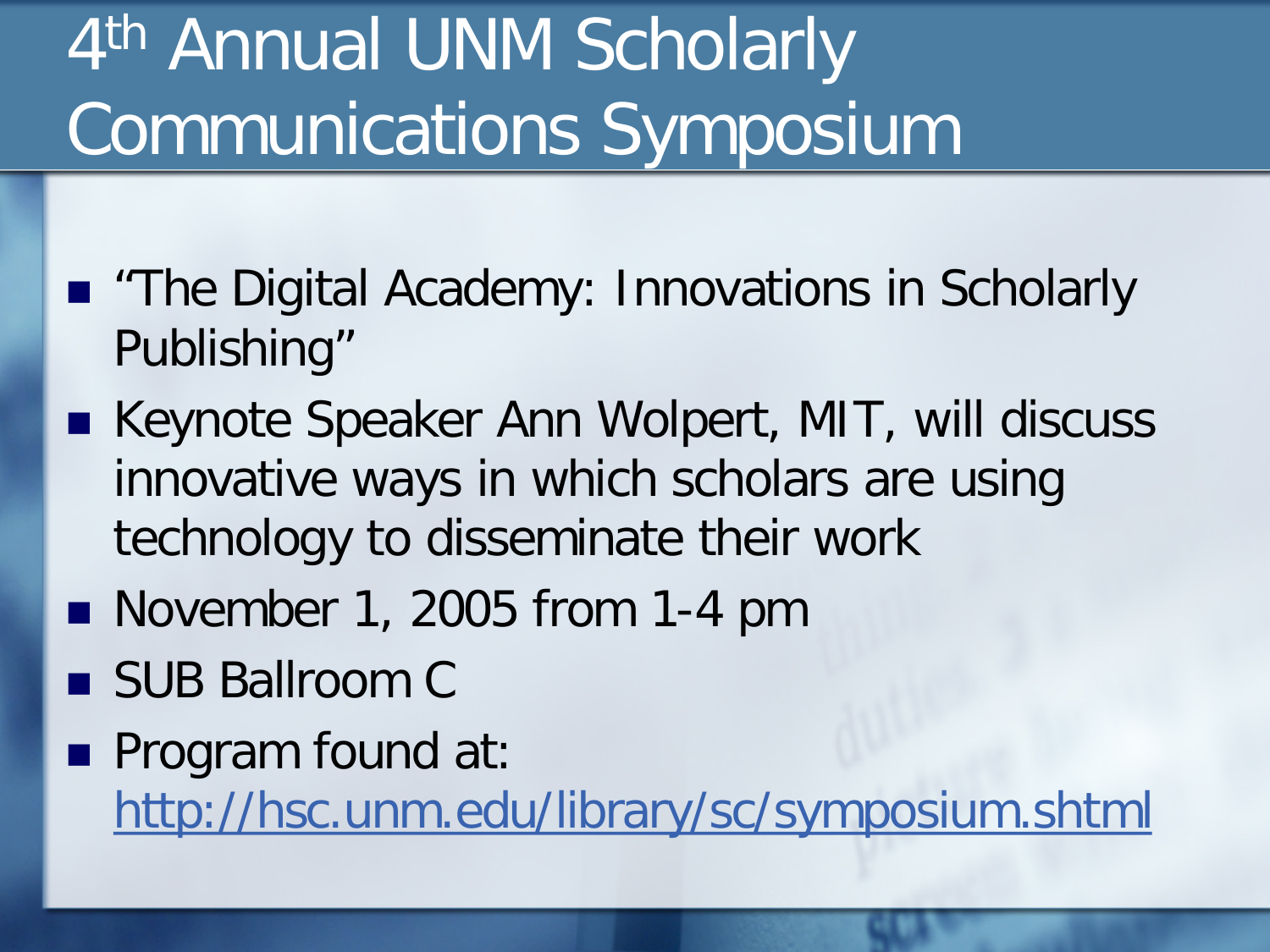# 4th Annual UNM Scholarly Communications Symposium

- "The Digital Academy: Innovations in Scholarly Publishing"
- Keynote Speaker Ann Wolpert, MIT, will discuss innovative ways in which scholars are using technology to disseminate their work
- November 1, 2005 from 1-4 pm
- SUB Ballroom C
- Program found at: http://hsc.unm.edu/library/sc/symposium.shtml